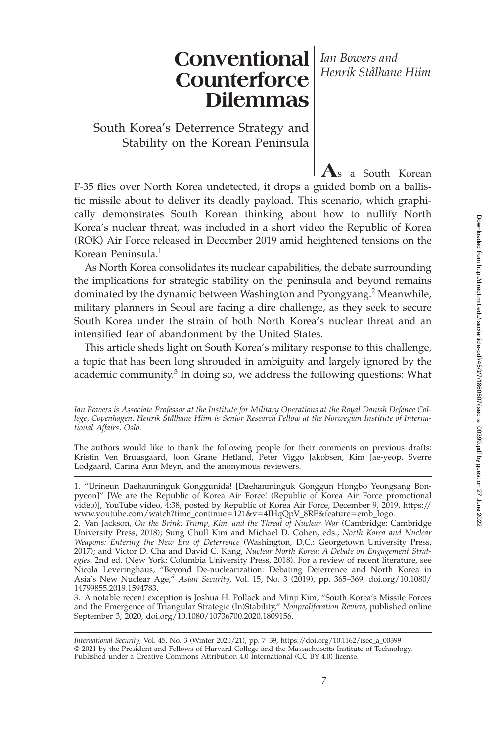# Conventional Counterforce Dilemmas

*Ian Bowers and Henrik Stålhane Hiim*

## South Korea's Deterrence Strategy and Stability on the Korean Peninsula

As a South Korean F-35 flies over North Korea undetected, it drops a guided bomb on a ballistic missile about to deliver its deadly payload. This scenario, which graphically demonstrates South Korean thinking about how to nullify North Korea's nuclear threat, was included in a short video the Republic of Korea (ROK) Air Force released in December 2019 amid heightened tensions on the Korean Peninsula.[1]

As North Korea consolidates its nuclear capabilities, the debate surrounding the implications for strategic stability on the peninsula and beyond remains dominated by the dynamic between Washington and Pyongyang.[2] Meanwhile, military planners in Seoul are facing a dire challenge, as they seek to secure South Korea under the strain of both North Korea's nuclear threat and an intensified fear of abandonment by the United States.

This article sheds light on South Korea's military response to this challenge, a topic that has been long shrouded in ambiguity and largely ignored by the academic community.[3] In doing so, we address the following questions: What

---

*Ian Bowers is Associate Professor at the Institute for Military Operations at the Royal Danish Defence College, Copenhagen. Henrik Stålhane Hiim is Senior Research Fellow at the Norwegian Institute of International Affairs, Oslo.*

The authors would like to thank the following people for their comments on previous drafts: Kristin Ven Bruusgaard, Joon Grane Hetland, Peter Viggo Jakobsen, Kim Jae-yeop, Sverre Lodgaard, Carina Ann Meyn, and the anonymous reviewers.

1. "Urineun Daehanminguk Gonggunida! [Daehanminguk Gonggun Hongbo Yeongsang Bonpyeon]" [We are the Republic of Korea Air Force! (Republic of Korea Air Force promotional video)], YouTube video, 4:38, posted by Republic of Korea Air Force, December 9, 2019, https://www.youtube.com/watch?time_continue=121&v=4IHqQpV_8RE&feature=emb_logo.

2. Van Jackson, *On the Brink: Trump, Kim, and the Threat of Nuclear War* (Cambridge: Cambridge University Press, 2018); Sung Chull Kim and Michael D. Cohen, eds., *North Korea and Nuclear Weapons: Entering the New Era of Deterrence* (Washington, D.C.: Georgetown University Press, 2017); and Victor D. Cha and David C. Kang, *Nuclear North Korea: A Debate on Engagement Strategies*, 2nd ed. (New York: Columbia University Press, 2018). For a review of recent literature, see Nicola Leveringhaus, "Beyond De-nuclearization: Debating Deterrence and North Korea in Asia's New Nuclear Age," *Asian Security*, Vol. 15, No. 3 (2019), pp. 365–369, doi.org/10.1080/14799855.2019.1594783.

3. A notable recent exception is Joshua H. Pollack and Minji Kim, "South Korea's Missile Forces and the Emergence of Triangular Strategic (In)Stability," *Nonproliferation Review*, published online September 3, 2020, doi.org/10.1080/10736700.2020.1809156.

---

*International Security*, Vol. 45, No. 3 (Winter 2020/21), pp. 7–39, https://doi.org/10.1162/isec_a_00399
© 2021 by the President and Fellows of Harvard College and the Massachusetts Institute of Technology. Published under a Creative Commons Attribution 4.0 International (CC BY 4.0) license.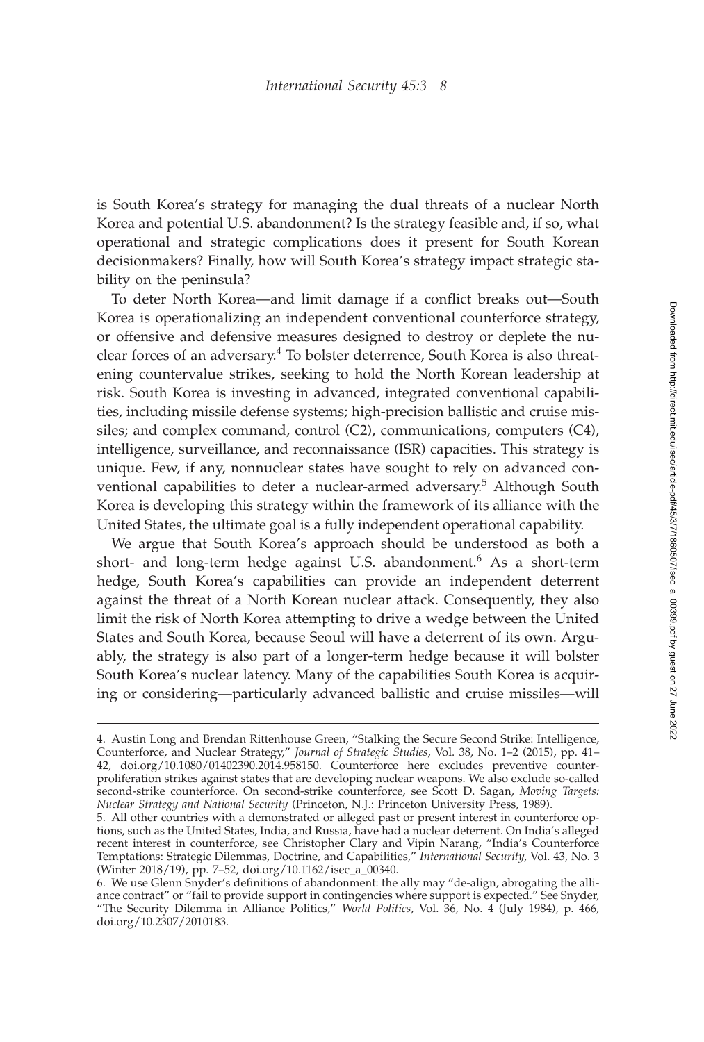is South Korea's strategy for managing the dual threats of a nuclear North Korea and potential U.S. abandonment? Is the strategy feasible and, if so, what operational and strategic complications does it present for South Korean decisionmakers? Finally, how will South Korea's strategy impact strategic stability on the peninsula?

To deter North Korea—and limit damage if a conflict breaks out—South Korea is operationalizing an independent conventional counterforce strategy, or offensive and defensive measures designed to destroy or deplete the nuclear forces of an adversary.[4] To bolster deterrence, South Korea is also threatening countervalue strikes, seeking to hold the North Korean leadership at risk. South Korea is investing in advanced, integrated conventional capabilities, including missile defense systems; high-precision ballistic and cruise missiles; and complex command, control (C2), communications, computers (C4), intelligence, surveillance, and reconnaissance (ISR) capacities. This strategy is unique. Few, if any, nonnuclear states have sought to rely on advanced conventional capabilities to deter a nuclear-armed adversary.[5] Although South Korea is developing this strategy within the framework of its alliance with the United States, the ultimate goal is a fully independent operational capability.

We argue that South Korea's approach should be understood as both a short- and long-term hedge against U.S. abandonment.[6] As a short-term hedge, South Korea's capabilities can provide an independent deterrent against the threat of a North Korean nuclear attack. Consequently, they also limit the risk of North Korea attempting to drive a wedge between the United States and South Korea, because Seoul will have a deterrent of its own. Arguably, the strategy is also part of a longer-term hedge because it will bolster South Korea's nuclear latency. Many of the capabilities South Korea is acquiring or considering—particularly advanced ballistic and cruise missiles—will

---

4. Austin Long and Brendan Rittenhouse Green, "Stalking the Secure Second Strike: Intelligence, Counterforce, and Nuclear Strategy," *Journal of Strategic Studies*, Vol. 38, No. 1–2 (2015), pp. 41–42, doi.org/10.1080/01402390.2014.958150. Counterforce here excludes preventive counterproliferation strikes against states that are developing nuclear weapons. We also exclude so-called second-strike counterforce. On second-strike counterforce, see Scott D. Sagan, *Moving Targets: Nuclear Strategy and National Security* (Princeton, N.J.: Princeton University Press, 1989).

5. All other countries with a demonstrated or alleged past or present interest in counterforce options, such as the United States, India, and Russia, have had a nuclear deterrent. On India's alleged recent interest in counterforce, see Christopher Clary and Vipin Narang, "India's Counterforce Temptations: Strategic Dilemmas, Doctrine, and Capabilities," *International Security*, Vol. 43, No. 3 (Winter 2018/19), pp. 7–52, doi.org/10.1162/isec_a_00340.

6. We use Glenn Snyder's definitions of abandonment: the ally may "de-align, abrogating the alliance contract" or "fail to provide support in contingencies where support is expected." See Snyder, "The Security Dilemma in Alliance Politics," *World Politics*, Vol. 36, No. 4 (July 1984), p. 466, doi.org/10.2307/2010183.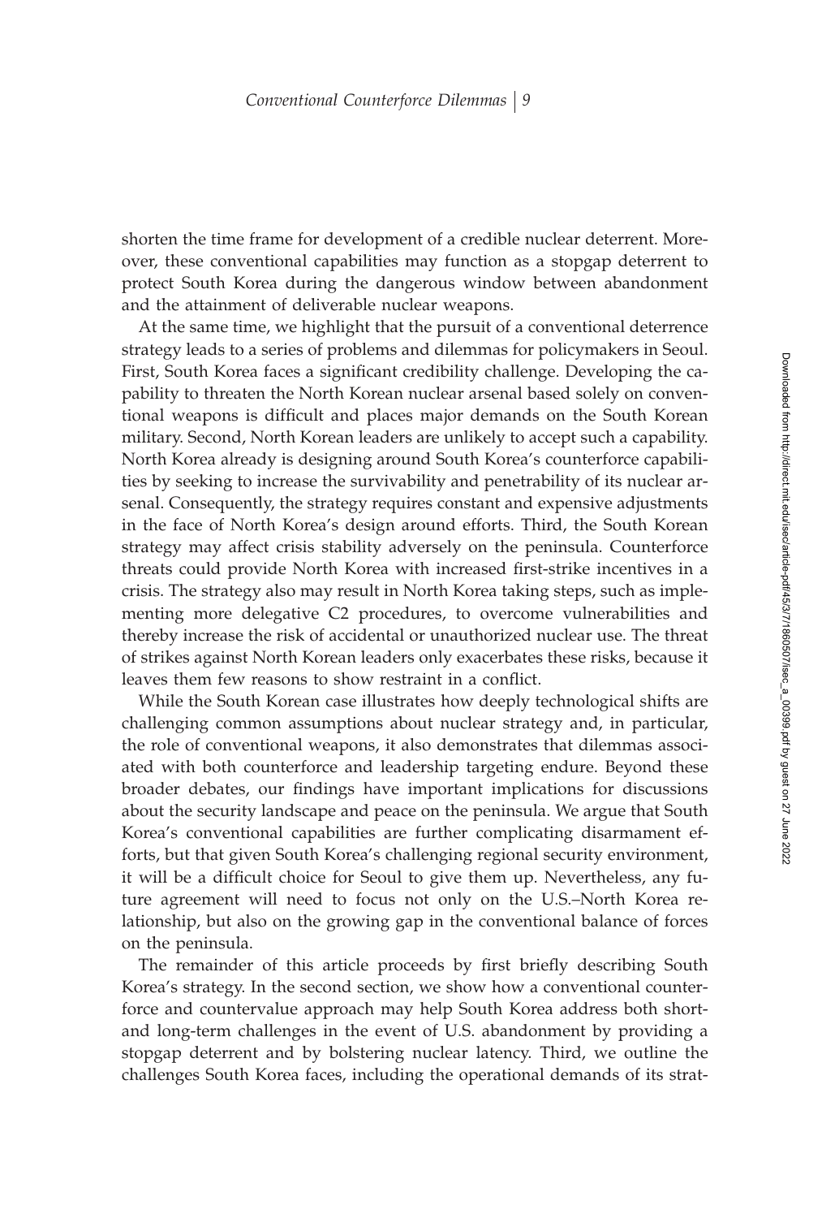shorten the time frame for development of a credible nuclear deterrent. Moreover, these conventional capabilities may function as a stopgap deterrent to protect South Korea during the dangerous window between abandonment and the attainment of deliverable nuclear weapons.

At the same time, we highlight that the pursuit of a conventional deterrence strategy leads to a series of problems and dilemmas for policymakers in Seoul. First, South Korea faces a significant credibility challenge. Developing the capability to threaten the North Korean nuclear arsenal based solely on conventional weapons is difficult and places major demands on the South Korean military. Second, North Korean leaders are unlikely to accept such a capability. North Korea already is designing around South Korea's counterforce capabilities by seeking to increase the survivability and penetrability of its nuclear arsenal. Consequently, the strategy requires constant and expensive adjustments in the face of North Korea's design around efforts. Third, the South Korean strategy may affect crisis stability adversely on the peninsula. Counterforce threats could provide North Korea with increased first-strike incentives in a crisis. The strategy also may result in North Korea taking steps, such as implementing more delegative C2 procedures, to overcome vulnerabilities and thereby increase the risk of accidental or unauthorized nuclear use. The threat of strikes against North Korean leaders only exacerbates these risks, because it leaves them few reasons to show restraint in a conflict.

While the South Korean case illustrates how deeply technological shifts are challenging common assumptions about nuclear strategy and, in particular, the role of conventional weapons, it also demonstrates that dilemmas associated with both counterforce and leadership targeting endure. Beyond these broader debates, our findings have important implications for discussions about the security landscape and peace on the peninsula. We argue that South Korea's conventional capabilities are further complicating disarmament efforts, but that given South Korea's challenging regional security environment, it will be a difficult choice for Seoul to give them up. Nevertheless, any future agreement will need to focus not only on the U.S.–North Korea relationship, but also on the growing gap in the conventional balance of forces on the peninsula.

The remainder of this article proceeds by first briefly describing South Korea's strategy. In the second section, we show how a conventional counterforce and countervalue approach may help South Korea address both short- and long-term challenges in the event of U.S. abandonment by providing a stopgap deterrent and by bolstering nuclear latency. Third, we outline the challenges South Korea faces, including the operational demands of its strat-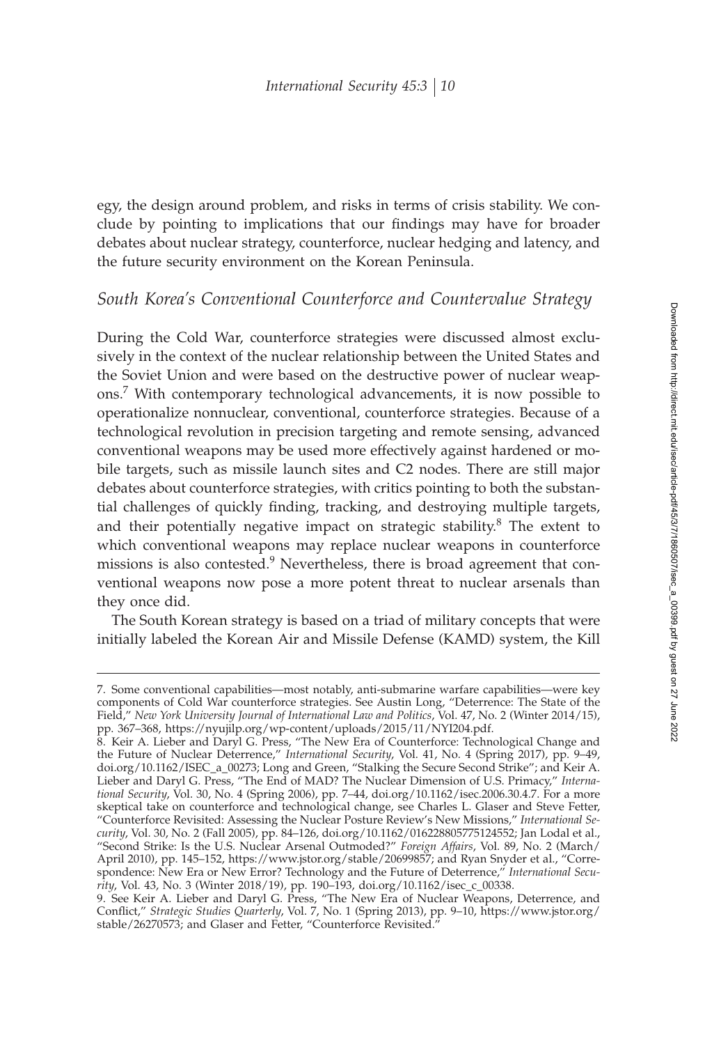egy, the design around problem, and risks in terms of crisis stability. We conclude by pointing to implications that our findings may have for broader debates about nuclear strategy, counterforce, nuclear hedging and latency, and the future security environment on the Korean Peninsula.

## *South Korea's Conventional Counterforce and Countervalue Strategy*

During the Cold War, counterforce strategies were discussed almost exclusively in the context of the nuclear relationship between the United States and the Soviet Union and were based on the destructive power of nuclear weapons.[7] With contemporary technological advancements, it is now possible to operationalize nonnuclear, conventional, counterforce strategies. Because of a technological revolution in precision targeting and remote sensing, advanced conventional weapons may be used more effectively against hardened or mobile targets, such as missile launch sites and C2 nodes. There are still major debates about counterforce strategies, with critics pointing to both the substantial challenges of quickly finding, tracking, and destroying multiple targets, and their potentially negative impact on strategic stability.[8] The extent to which conventional weapons may replace nuclear weapons in counterforce missions is also contested.[9] Nevertheless, there is broad agreement that conventional weapons now pose a more potent threat to nuclear arsenals than they once did.

The South Korean strategy is based on a triad of military concepts that were initially labeled the Korean Air and Missile Defense (KAMD) system, the Kill

---

7. Some conventional capabilities—most notably, anti-submarine warfare capabilities—were key components of Cold War counterforce strategies. See Austin Long, "Deterrence: The State of the Field," *New York University Journal of International Law and Politics*, Vol. 47, No. 2 (Winter 2014/15), pp. 367–368, https://nyujilp.org/wp-content/uploads/2015/11/NYI204.pdf.

8. Keir A. Lieber and Daryl G. Press, "The New Era of Counterforce: Technological Change and the Future of Nuclear Deterrence," *International Security*, Vol. 41, No. 4 (Spring 2017), pp. 9–49, doi.org/10.1162/ISEC_a_00273; Long and Green, "Stalking the Secure Second Strike"; and Keir A. Lieber and Daryl G. Press, "The End of MAD? The Nuclear Dimension of U.S. Primacy," *International Security*, Vol. 30, No. 4 (Spring 2006), pp. 7–44, doi.org/10.1162/isec.2006.30.4.7. For a more skeptical take on counterforce and technological change, see Charles L. Glaser and Steve Fetter, "Counterforce Revisited: Assessing the Nuclear Posture Review's New Missions," *International Security*, Vol. 30, No. 2 (Fall 2005), pp. 84–126, doi.org/10.1162/016228805775124552; Jan Lodal et al., "Second Strike: Is the U.S. Nuclear Arsenal Outmoded?" *Foreign Affairs*, Vol. 89, No. 2 (March/April 2010), pp. 145–152, https://www.jstor.org/stable/20699857; and Ryan Snyder et al., "Correspondence: New Era or New Error? Technology and the Future of Deterrence," *International Security*, Vol. 43, No. 3 (Winter 2018/19), pp. 190–193, doi.org/10.1162/isec_c_00338.

9. See Keir A. Lieber and Daryl G. Press, "The New Era of Nuclear Weapons, Deterrence, and Conflict," *Strategic Studies Quarterly*, Vol. 7, No. 1 (Spring 2013), pp. 9–10, https://www.jstor.org/stable/26270573; and Glaser and Fetter, "Counterforce Revisited."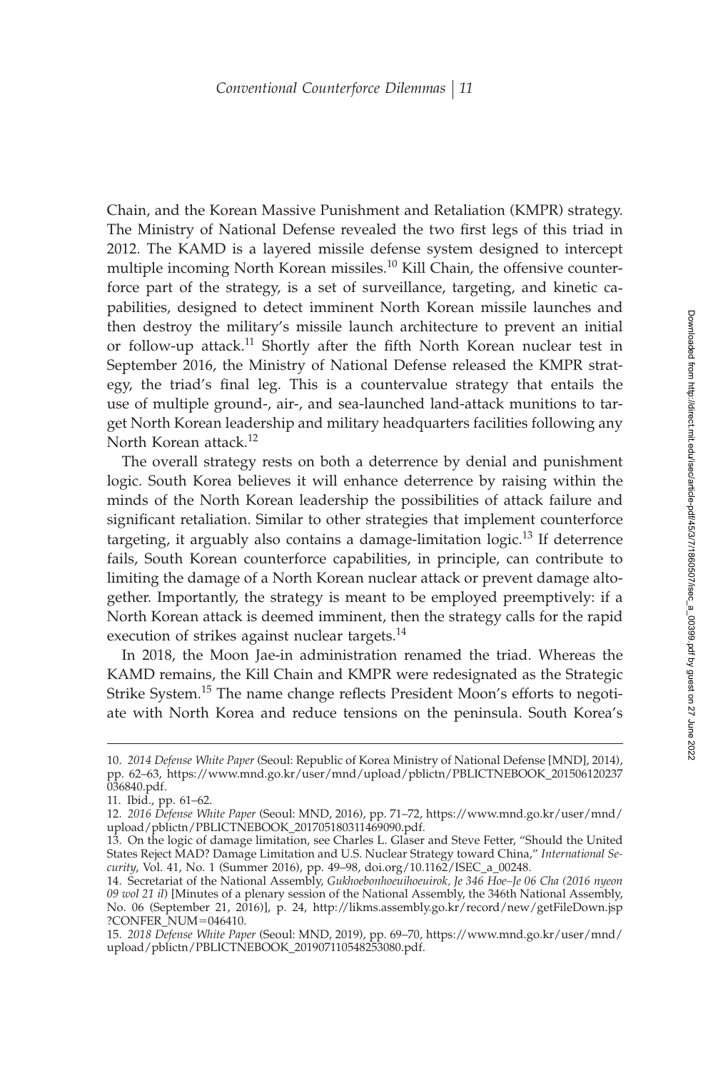Chain, and the Korean Massive Punishment and Retaliation (KMPR) strategy. The Ministry of National Defense revealed the two first legs of this triad in 2012. The KAMD is a layered missile defense system designed to intercept multiple incoming North Korean missiles.[10] Kill Chain, the offensive counterforce part of the strategy, is a set of surveillance, targeting, and kinetic capabilities, designed to detect imminent North Korean missile launches and then destroy the military's missile launch architecture to prevent an initial or follow-up attack.[11] Shortly after the fifth North Korean nuclear test in September 2016, the Ministry of National Defense released the KMPR strategy, the triad's final leg. This is a countervalue strategy that entails the use of multiple ground-, air-, and sea-launched land-attack munitions to target North Korean leadership and military headquarters facilities following any North Korean attack.[12]

The overall strategy rests on both a deterrence by denial and punishment logic. South Korea believes it will enhance deterrence by raising within the minds of the North Korean leadership the possibilities of attack failure and significant retaliation. Similar to other strategies that implement counterforce targeting, it arguably also contains a damage-limitation logic.[13] If deterrence fails, South Korean counterforce capabilities, in principle, can contribute to limiting the damage of a North Korean nuclear attack or prevent damage altogether. Importantly, the strategy is meant to be employed preemptively: if a North Korean attack is deemed imminent, then the strategy calls for the rapid execution of strikes against nuclear targets.[14]

In 2018, the Moon Jae-in administration renamed the triad. Whereas the KAMD remains, the Kill Chain and KMPR were redesignated as the Strategic Strike System.[15] The name change reflects President Moon's efforts to negotiate with North Korea and reduce tensions on the peninsula. South Korea's

---

10. *2014 Defense White Paper* (Seoul: Republic of Korea Ministry of National Defense [MND], 2014), pp. 62–63, https://www.mnd.go.kr/user/mnd/upload/pblictn/PBLICTNEBOOK_201506120237036840.pdf.

11. Ibid., pp. 61–62.

12. *2016 Defense White Paper* (Seoul: MND, 2016), pp. 71–72, https://www.mnd.go.kr/user/mnd/upload/pblictn/PBLICTNEBOOK_201705180311469090.pdf.

13. On the logic of damage limitation, see Charles L. Glaser and Steve Fetter, "Should the United States Reject MAD? Damage Limitation and U.S. Nuclear Strategy toward China," *International Security*, Vol. 41, No. 1 (Summer 2016), pp. 49–98, doi.org/10.1162/ISEC_a_00248.

14. Secretariat of the National Assembly, *Gukhoebonhoeuihoeuirok, Je 346 Hoe–Je 06 Cha (2016 nyeon 09 wol 21 il)* [Minutes of a plenary session of the National Assembly, the 346th National Assembly, No. 06 (September 21, 2016)], p. 24, http://likms.assembly.go.kr/record/new/getFileDown.jsp?CONFER_NUM=046410.

15. *2018 Defense White Paper* (Seoul: MND, 2019), pp. 69–70, https://www.mnd.go.kr/user/mnd/upload/pblictn/PBLICTNEBOOK_201907110548253080.pdf.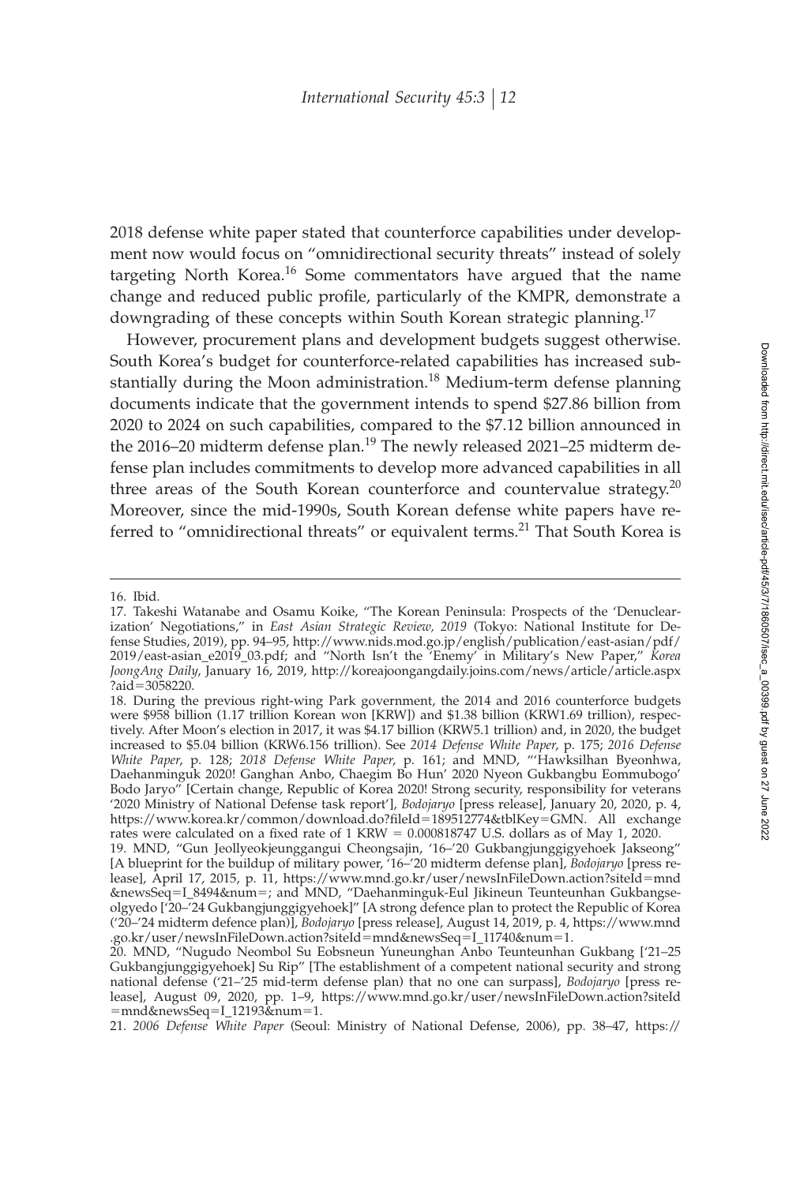2018 defense white paper stated that counterforce capabilities under development now would focus on "omnidirectional security threats" instead of solely targeting North Korea.[16] Some commentators have argued that the name change and reduced public profile, particularly of the KMPR, demonstrate a downgrading of these concepts within South Korean strategic planning.[17]

However, procurement plans and development budgets suggest otherwise. South Korea's budget for counterforce-related capabilities has increased substantially during the Moon administration.[18] Medium-term defense planning documents indicate that the government intends to spend $27.86 billion from 2020 to 2024 on such capabilities, compared to the $7.12 billion announced in the 2016–20 midterm defense plan.[19] The newly released 2021–25 midterm defense plan includes commitments to develop more advanced capabilities in all three areas of the South Korean counterforce and countervalue strategy.[20] Moreover, since the mid-1990s, South Korean defense white papers have referred to "omnidirectional threats" or equivalent terms.[21] That South Korea is

---

16. Ibid.

17. Takeshi Watanabe and Osamu Koike, "The Korean Peninsula: Prospects of the 'Denuclearization' Negotiations," in *East Asian Strategic Review, 2019* (Tokyo: National Institute for Defense Studies, 2019), pp. 94–95, http://www.nids.mod.go.jp/english/publication/east-asian/pdf/2019/east-asian_e2019_03.pdf; and "North Isn't the 'Enemy' in Military's New Paper," *Korea JoongAng Daily*, January 16, 2019, http://koreajoongangdaily.joins.com/news/article/article.aspx?aid=3058220.

18. During the previous right-wing Park government, the 2014 and 2016 counterforce budgets were $958 billion (1.17 trillion Korean won [KRW]) and $1.38 billion (KRW1.69 trillion), respectively. After Moon's election in 2017, it was $4.17 billion (KRW5.1 trillion) and, in 2020, the budget increased to $5.04 billion (KRW6.156 trillion). See *2014 Defense White Paper*, p. 175; *2016 Defense White Paper*, p. 128; *2018 Defense White Paper*, p. 161; and MND, "'Hawksilhan Byeonhwa, Daehanminguk 2020! Ganghan Anbo, Chaegim Bo Hun' 2020 Nyeon Gukbangbu Eommubogo' Bodo Jaryo" [Certain change, Republic of Korea 2020! Strong security, responsibility for veterans '2020 Ministry of National Defense task report'], *Bodojaryo* [press release], January 20, 2020, p. 4, https://www.korea.kr/common/download.do?fileId=189512774&tblKey=GMN. All exchange rates were calculated on a fixed rate of 1 KRW = 0.000818747 U.S. dollars as of May 1, 2020.

19. MND, "Gun Jeollyeokjeunggangui Cheongsajin, '16–'20 Gukbangjunggigyehoek Jakseong" [A blueprint for the buildup of military power, '16–'20 midterm defense plan], *Bodojaryo* [press release], April 17, 2015, p. 11, https://www.mnd.go.kr/user/newsInFileDown.action?siteId=mnd&newsSeq=I_8494&num=; and MND, "Daehanminguk-Eul Jikineun Teunteunhan Gukbangseolgyedo ['20–'24 Gukbangjunggigyehoek]" [A strong defence plan to protect the Republic of Korea ('20–'24 midterm defence plan)], *Bodojaryo* [press release], August 14, 2019, p. 4, https://www.mnd.go.kr/user/newsInFileDown.action?siteId=mnd&newsSeq=I_11740&num=1.

20. MND, "Nugudo Neombol Su Eobsneun Yuneunghan Anbo Teunteunhan Gukbang ['21–25 Gukbangjunggigyehoek] Su Rip" [The establishment of a competent national security and strong national defense ('21–'25 mid-term defense plan) that no one can surpass], *Bodojaryo* [press release], August 09, 2020, pp. 1–9, https://www.mnd.go.kr/user/newsInFileDown.action?siteId=mnd&newsSeq=I_12193&num=1.

21. *2006 Defense White Paper* (Seoul: Ministry of National Defense, 2006), pp. 38–47, https://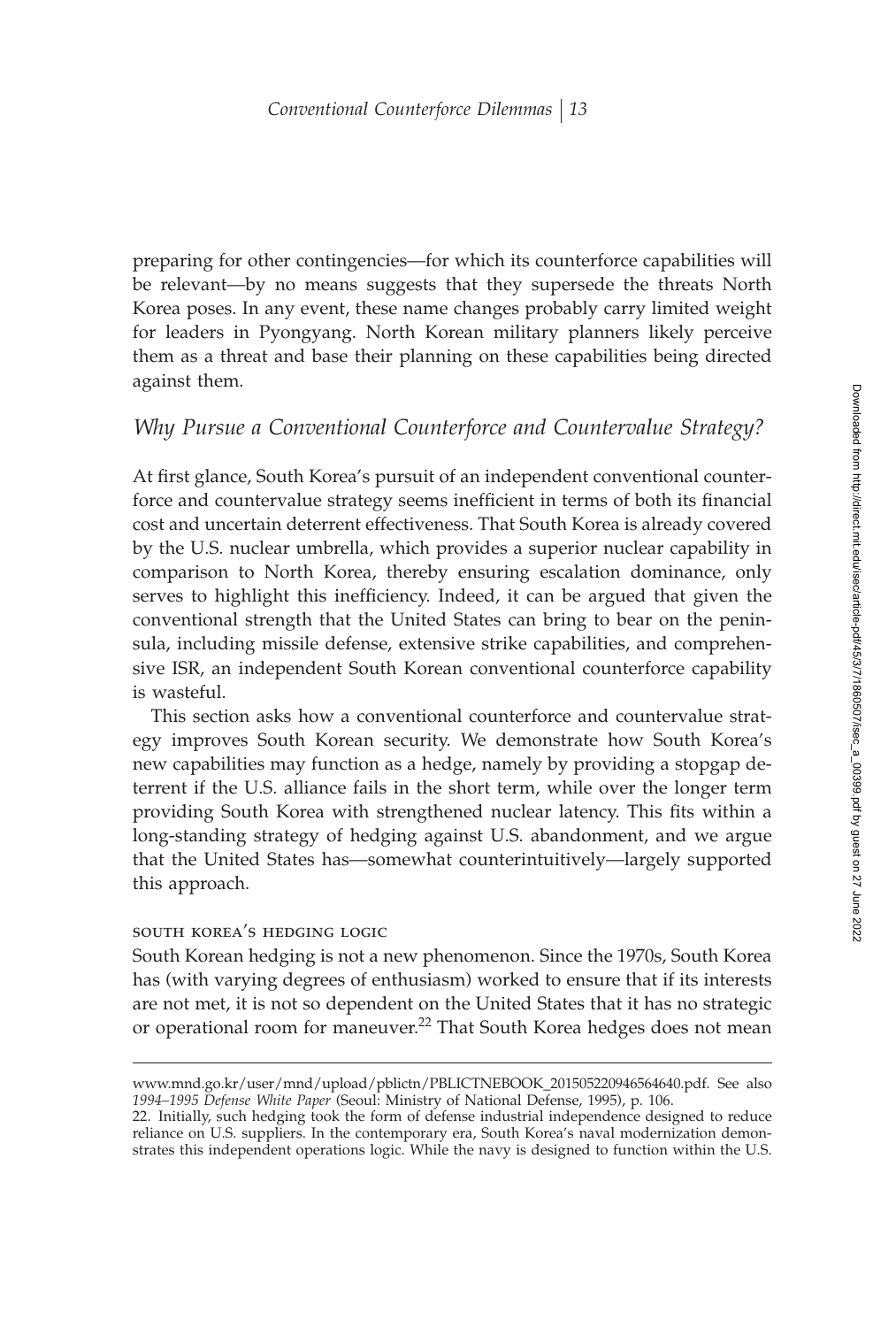preparing for other contingencies—for which its counterforce capabilities will be relevant—by no means suggests that they supersede the threats North Korea poses. In any event, these name changes probably carry limited weight for leaders in Pyongyang. North Korean military planners likely perceive them as a threat and base their planning on these capabilities being directed against them.

## *Why Pursue a Conventional Counterforce and Countervalue Strategy?*

At first glance, South Korea's pursuit of an independent conventional counterforce and countervalue strategy seems inefficient in terms of both its financial cost and uncertain deterrent effectiveness. That South Korea is already covered by the U.S. nuclear umbrella, which provides a superior nuclear capability in comparison to North Korea, thereby ensuring escalation dominance, only serves to highlight this inefficiency. Indeed, it can be argued that given the conventional strength that the United States can bring to bear on the peninsula, including missile defense, extensive strike capabilities, and comprehensive ISR, an independent South Korean conventional counterforce capability is wasteful.

This section asks how a conventional counterforce and countervalue strategy improves South Korean security. We demonstrate how South Korea's new capabilities may function as a hedge, namely by providing a stopgap deterrent if the U.S. alliance fails in the short term, while over the longer term providing South Korea with strengthened nuclear latency. This fits within a long-standing strategy of hedging against U.S. abandonment, and we argue that the United States has—somewhat counterintuitively—largely supported this approach.

### south korea's hedging logic

South Korean hedging is not a new phenomenon. Since the 1970s, South Korea has (with varying degrees of enthusiasm) worked to ensure that if its interests are not met, it is not so dependent on the United States that it has no strategic or operational room for maneuver.[22] That South Korea hedges does not mean

---

www.mnd.go.kr/user/mnd/upload/pblictn/PBLICTNEBOOK_201505220946564640.pdf. See also *1994–1995 Defense White Paper* (Seoul: Ministry of National Defense, 1995), p. 106.

22. Initially, such hedging took the form of defense industrial independence designed to reduce reliance on U.S. suppliers. In the contemporary era, South Korea's naval modernization demonstrates this independent operations logic. While the navy is designed to function within the U.S.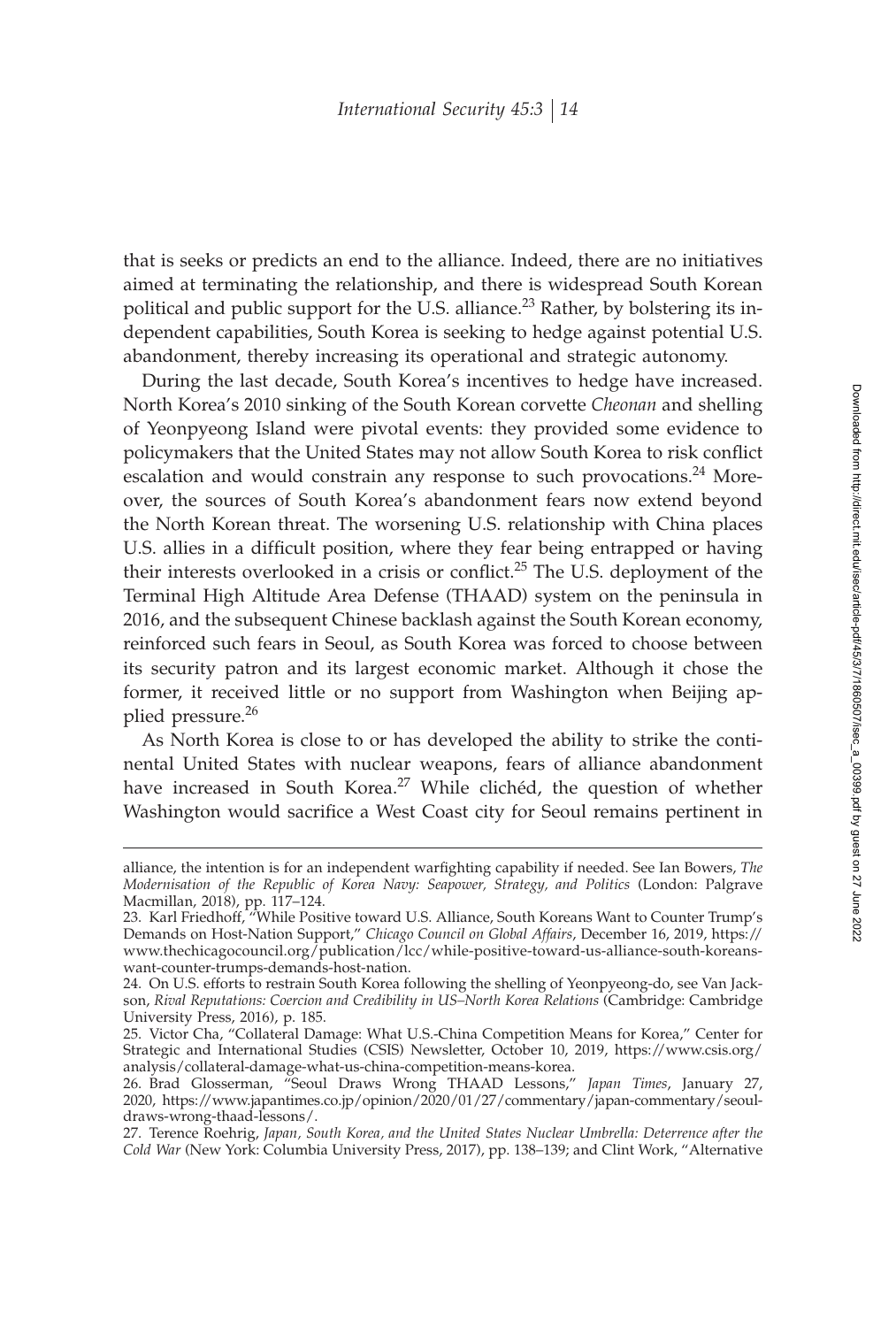that is seeks or predicts an end to the alliance. Indeed, there are no initiatives aimed at terminating the relationship, and there is widespread South Korean political and public support for the U.S. alliance.[23] Rather, by bolstering its independent capabilities, South Korea is seeking to hedge against potential U.S. abandonment, thereby increasing its operational and strategic autonomy.

During the last decade, South Korea's incentives to hedge have increased. North Korea's 2010 sinking of the South Korean corvette *Cheonan* and shelling of Yeonpyeong Island were pivotal events: they provided some evidence to policymakers that the United States may not allow South Korea to risk conflict escalation and would constrain any response to such provocations.[24] Moreover, the sources of South Korea's abandonment fears now extend beyond the North Korean threat. The worsening U.S. relationship with China places U.S. allies in a difficult position, where they fear being entrapped or having their interests overlooked in a crisis or conflict.[25] The U.S. deployment of the Terminal High Altitude Area Defense (THAAD) system on the peninsula in 2016, and the subsequent Chinese backlash against the South Korean economy, reinforced such fears in Seoul, as South Korea was forced to choose between its security patron and its largest economic market. Although it chose the former, it received little or no support from Washington when Beijing applied pressure.[26]

As North Korea is close to or has developed the ability to strike the continental United States with nuclear weapons, fears of alliance abandonment have increased in South Korea.[27] While clichéd, the question of whether Washington would sacrifice a West Coast city for Seoul remains pertinent in

---

alliance, the intention is for an independent warfighting capability if needed. See Ian Bowers, *The Modernisation of the Republic of Korea Navy: Seapower, Strategy, and Politics* (London: Palgrave Macmillan, 2018), pp. 117–124.

23. Karl Friedhoff, "While Positive toward U.S. Alliance, South Koreans Want to Counter Trump's Demands on Host-Nation Support," *Chicago Council on Global Affairs*, December 16, 2019, https://www.thechicagocouncil.org/publication/lcc/while-positive-toward-us-alliance-south-koreans-want-counter-trumps-demands-host-nation.

24. On U.S. efforts to restrain South Korea following the shelling of Yeonpyeong-do, see Van Jackson, *Rival Reputations: Coercion and Credibility in US–North Korea Relations* (Cambridge: Cambridge University Press, 2016), p. 185.

25. Victor Cha, "Collateral Damage: What U.S.-China Competition Means for Korea," Center for Strategic and International Studies (CSIS) Newsletter, October 10, 2019, https://www.csis.org/analysis/collateral-damage-what-us-china-competition-means-korea.

26. Brad Glosserman, "Seoul Draws Wrong THAAD Lessons," *Japan Times*, January 27, 2020, https://www.japantimes.co.jp/opinion/2020/01/27/commentary/japan-commentary/seoul-draws-wrong-thaad-lessons/.

27. Terence Roehrig, *Japan, South Korea, and the United States Nuclear Umbrella: Deterrence after the Cold War* (New York: Columbia University Press, 2017), pp. 138–139; and Clint Work, "Alternative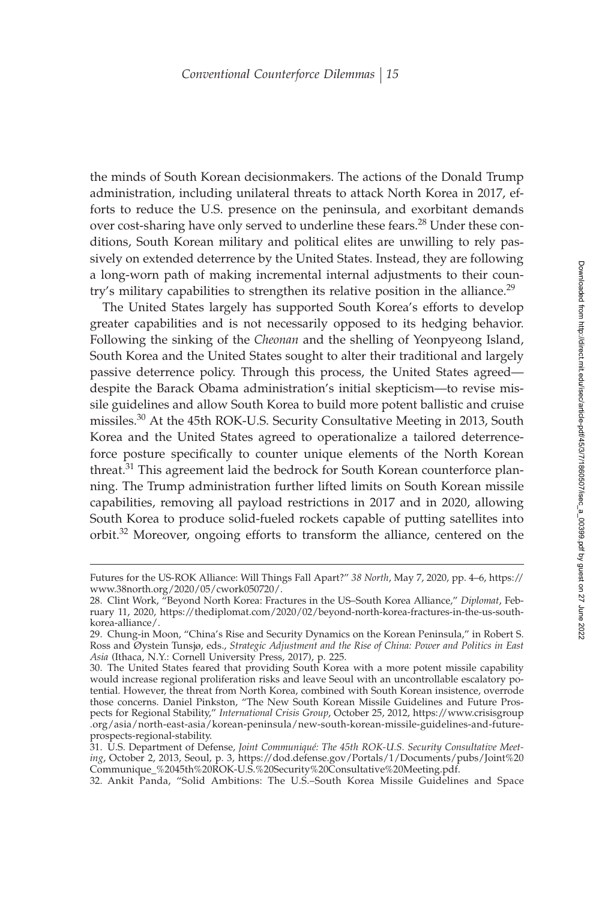the minds of South Korean decisionmakers. The actions of the Donald Trump administration, including unilateral threats to attack North Korea in 2017, efforts to reduce the U.S. presence on the peninsula, and exorbitant demands over cost-sharing have only served to underline these fears.[28] Under these conditions, South Korean military and political elites are unwilling to rely passively on extended deterrence by the United States. Instead, they are following a long-worn path of making incremental internal adjustments to their country's military capabilities to strengthen its relative position in the alliance.[29]

The United States largely has supported South Korea's efforts to develop greater capabilities and is not necessarily opposed to its hedging behavior. Following the sinking of the *Cheonan* and the shelling of Yeonpyeong Island, South Korea and the United States sought to alter their traditional and largely passive deterrence policy. Through this process, the United States agreed—despite the Barack Obama administration's initial skepticism—to revise missile guidelines and allow South Korea to build more potent ballistic and cruise missiles.[30] At the 45th ROK-U.S. Security Consultative Meeting in 2013, South Korea and the United States agreed to operationalize a tailored deterrence-force posture specifically to counter unique elements of the North Korean threat.[31] This agreement laid the bedrock for South Korean counterforce planning. The Trump administration further lifted limits on South Korean missile capabilities, removing all payload restrictions in 2017 and in 2020, allowing South Korea to produce solid-fueled rockets capable of putting satellites into orbit.[32] Moreover, ongoing efforts to transform the alliance, centered on the

---

Futures for the US-ROK Alliance: Will Things Fall Apart?" *38 North*, May 7, 2020, pp. 4–6, https://www.38north.org/2020/05/cwork050720/.

28. Clint Work, "Beyond North Korea: Fractures in the US–South Korea Alliance," *Diplomat*, February 11, 2020, https://thediplomat.com/2020/02/beyond-north-korea-fractures-in-the-us-south-korea-alliance/.

29. Chung-in Moon, "China's Rise and Security Dynamics on the Korean Peninsula," in Robert S. Ross and Øystein Tunsjø, eds., *Strategic Adjustment and the Rise of China: Power and Politics in East Asia* (Ithaca, N.Y.: Cornell University Press, 2017), p. 225.

30. The United States feared that providing South Korea with a more potent missile capability would increase regional proliferation risks and leave Seoul with an uncontrollable escalatory potential. However, the threat from North Korea, combined with South Korean insistence, overrode those concerns. Daniel Pinkston, "The New South Korean Missile Guidelines and Future Prospects for Regional Stability," *International Crisis Group*, October 25, 2012, https://www.crisisgroup.org/asia/north-east-asia/korean-peninsula/new-south-korean-missile-guidelines-and-future-prospects-regional-stability.

31. U.S. Department of Defense, *Joint Communiqué: The 45th ROK-U.S. Security Consultative Meeting*, October 2, 2013, Seoul, p. 3, https://dod.defense.gov/Portals/1/Documents/pubs/Joint%20Communique_%2045th%20ROK-U.S.%20Security%20Consultative%20Meeting.pdf.

32. Ankit Panda, "Solid Ambitions: The U.S.–South Korea Missile Guidelines and Space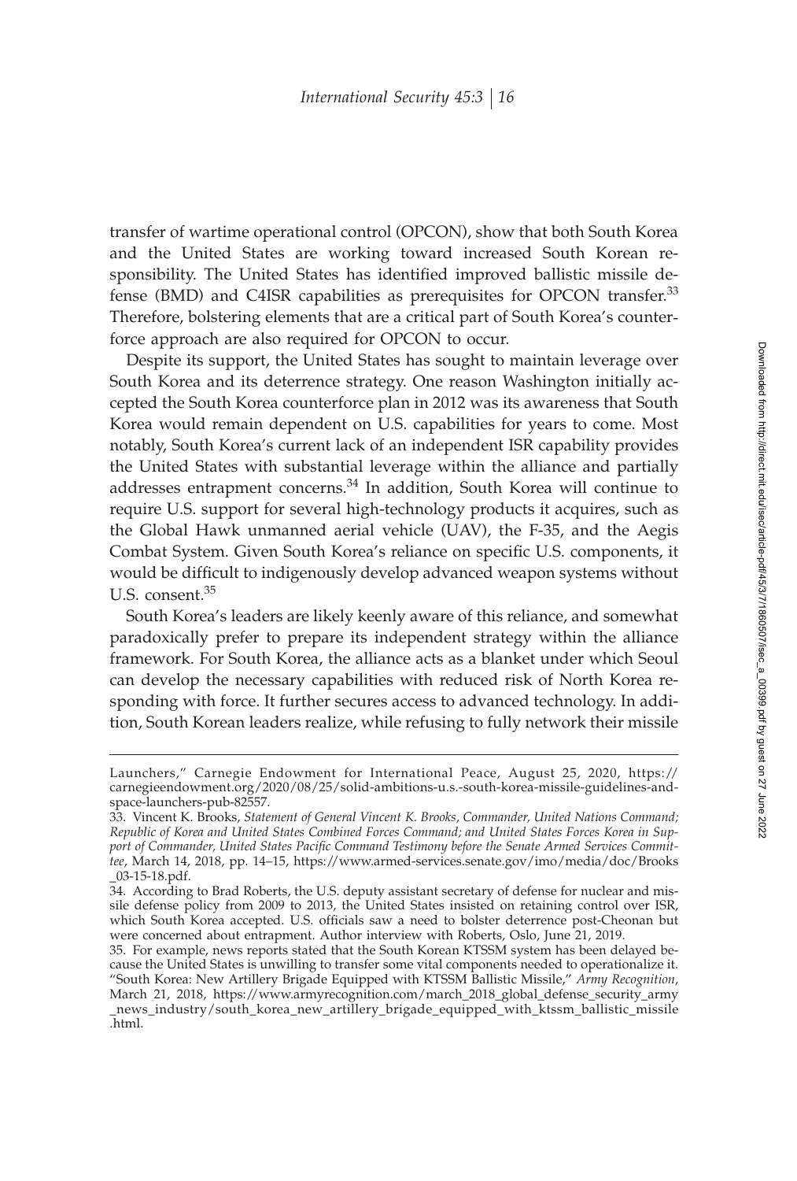transfer of wartime operational control (OPCON), show that both South Korea and the United States are working toward increased South Korean responsibility. The United States has identified improved ballistic missile defense (BMD) and C4ISR capabilities as prerequisites for OPCON transfer.[33] Therefore, bolstering elements that are a critical part of South Korea's counterforce approach are also required for OPCON to occur.

Despite its support, the United States has sought to maintain leverage over South Korea and its deterrence strategy. One reason Washington initially accepted the South Korea counterforce plan in 2012 was its awareness that South Korea would remain dependent on U.S. capabilities for years to come. Most notably, South Korea's current lack of an independent ISR capability provides the United States with substantial leverage within the alliance and partially addresses entrapment concerns.[34] In addition, South Korea will continue to require U.S. support for several high-technology products it acquires, such as the Global Hawk unmanned aerial vehicle (UAV), the F-35, and the Aegis Combat System. Given South Korea's reliance on specific U.S. components, it would be difficult to indigenously develop advanced weapon systems without U.S. consent.[35]

South Korea's leaders are likely keenly aware of this reliance, and somewhat paradoxically prefer to prepare its independent strategy within the alliance framework. For South Korea, the alliance acts as a blanket under which Seoul can develop the necessary capabilities with reduced risk of North Korea responding with force. It further secures access to advanced technology. In addition, South Korean leaders realize, while refusing to fully network their missile

---

Launchers," Carnegie Endowment for International Peace, August 25, 2020, https://carnegieendowment.org/2020/08/25/solid-ambitions-u.s.-south-korea-missile-guidelines-and-space-launchers-pub-82557.

33. Vincent K. Brooks, *Statement of General Vincent K. Brooks, Commander, United Nations Command; Republic of Korea and United States Combined Forces Command; and United States Forces Korea in Support of Commander, United States Pacific Command Testimony before the Senate Armed Services Committee*, March 14, 2018, pp. 14–15, https://www.armed-services.senate.gov/imo/media/doc/Brooks_03-15-18.pdf.

34. According to Brad Roberts, the U.S. deputy assistant secretary of defense for nuclear and missile defense policy from 2009 to 2013, the United States insisted on retaining control over ISR, which South Korea accepted. U.S. officials saw a need to bolster deterrence post-Cheonan but were concerned about entrapment. Author interview with Roberts, Oslo, June 21, 2019.

35. For example, news reports stated that the South Korean KTSSM system has been delayed because the United States is unwilling to transfer some vital components needed to operationalize it. "South Korea: New Artillery Brigade Equipped with KTSSM Ballistic Missile," *Army Recognition*, March 21, 2018, https://www.armyrecognition.com/march_2018_global_defense_security_army_news_industry/south_korea_new_artillery_brigade_equipped_with_ktssm_ballistic_missile.html.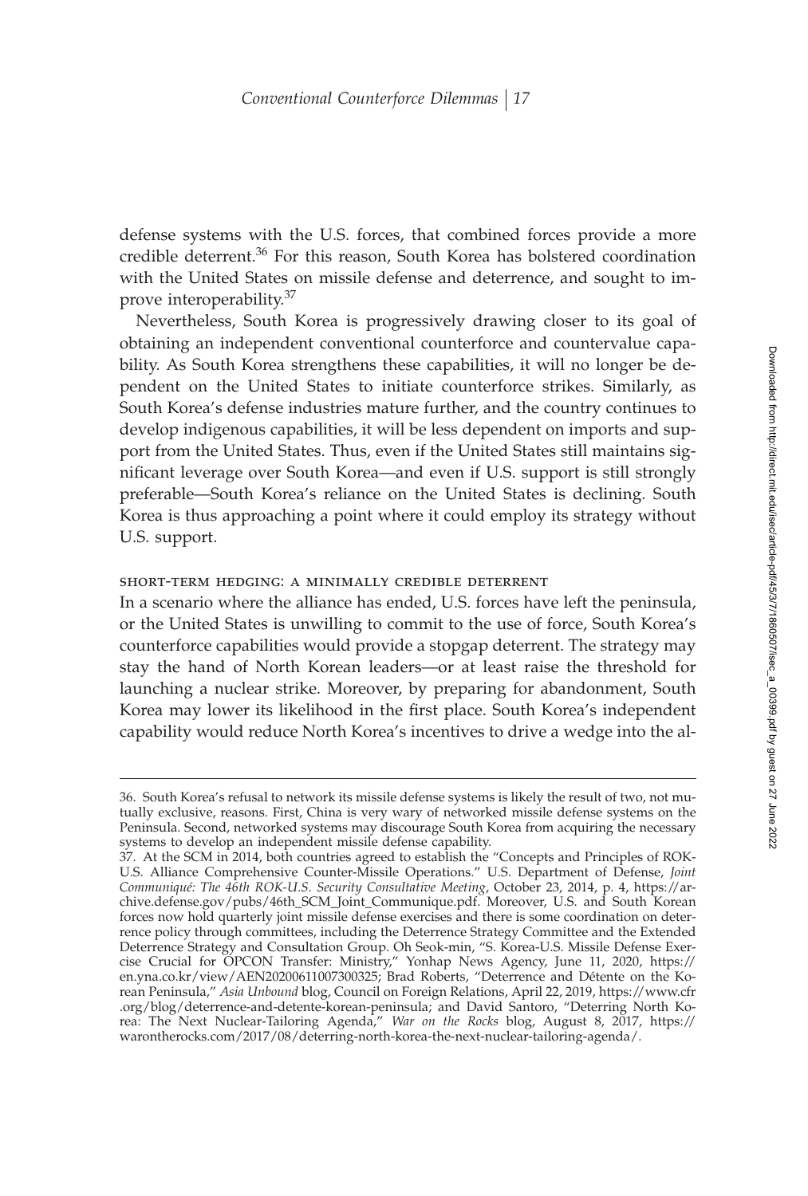defense systems with the U.S. forces, that combined forces provide a more credible deterrent.[36] For this reason, South Korea has bolstered coordination with the United States on missile defense and deterrence, and sought to improve interoperability.[37]

Nevertheless, South Korea is progressively drawing closer to its goal of obtaining an independent conventional counterforce and countervalue capability. As South Korea strengthens these capabilities, it will no longer be dependent on the United States to initiate counterforce strikes. Similarly, as South Korea's defense industries mature further, and the country continues to develop indigenous capabilities, it will be less dependent on imports and support from the United States. Thus, even if the United States still maintains significant leverage over South Korea—and even if U.S. support is still strongly preferable—South Korea's reliance on the United States is declining. South Korea is thus approaching a point where it could employ its strategy without U.S. support.

### short-term hedging: a minimally credible deterrent

In a scenario where the alliance has ended, U.S. forces have left the peninsula, or the United States is unwilling to commit to the use of force, South Korea's counterforce capabilities would provide a stopgap deterrent. The strategy may stay the hand of North Korean leaders—or at least raise the threshold for launching a nuclear strike. Moreover, by preparing for abandonment, South Korea may lower its likelihood in the first place. South Korea's independent capability would reduce North Korea's incentives to drive a wedge into the al-

---

36. South Korea's refusal to network its missile defense systems is likely the result of two, not mutually exclusive, reasons. First, China is very wary of networked missile defense systems on the Peninsula. Second, networked systems may discourage South Korea from acquiring the necessary systems to develop an independent missile defense capability.

37. At the SCM in 2014, both countries agreed to establish the "Concepts and Principles of ROK-U.S. Alliance Comprehensive Counter-Missile Operations." U.S. Department of Defense, *Joint Communiqué: The 46th ROK-U.S. Security Consultative Meeting*, October 23, 2014, p. 4, https://archive.defense.gov/pubs/46th_SCM_Joint_Communique.pdf. Moreover, U.S. and South Korean forces now hold quarterly joint missile defense exercises and there is some coordination on deterrence policy through committees, including the Deterrence Strategy Committee and the Extended Deterrence Strategy and Consultation Group. Oh Seok-min, "S. Korea-U.S. Missile Defense Exercise Crucial for OPCON Transfer: Ministry," Yonhap News Agency, June 11, 2020, https://en.yna.co.kr/view/AEN20200611007300325; Brad Roberts, "Deterrence and Détente on the Korean Peninsula," *Asia Unbound* blog, Council on Foreign Relations, April 22, 2019, https://www.cfr.org/blog/deterrence-and-detente-korean-peninsula; and David Santoro, "Deterring North Korea: The Next Nuclear-Tailoring Agenda," *War on the Rocks* blog, August 8, 2017, https://warontherocks.com/2017/08/deterring-north-korea-the-next-nuclear-tailoring-agenda/.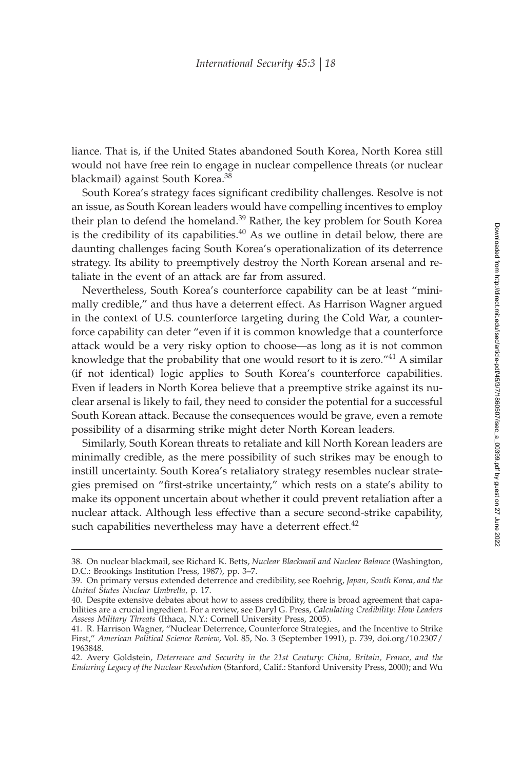liance. That is, if the United States abandoned South Korea, North Korea still would not have free rein to engage in nuclear compellence threats (or nuclear blackmail) against South Korea.[38]

South Korea's strategy faces significant credibility challenges. Resolve is not an issue, as South Korean leaders would have compelling incentives to employ their plan to defend the homeland.[39] Rather, the key problem for South Korea is the credibility of its capabilities.[40] As we outline in detail below, there are daunting challenges facing South Korea's operationalization of its deterrence strategy. Its ability to preemptively destroy the North Korean arsenal and retaliate in the event of an attack are far from assured.

Nevertheless, South Korea's counterforce capability can be at least "minimally credible," and thus have a deterrent effect. As Harrison Wagner argued in the context of U.S. counterforce targeting during the Cold War, a counterforce capability can deter "even if it is common knowledge that a counterforce attack would be a very risky option to choose—as long as it is not common knowledge that the probability that one would resort to it is zero."[41] A similar (if not identical) logic applies to South Korea's counterforce capabilities. Even if leaders in North Korea believe that a preemptive strike against its nuclear arsenal is likely to fail, they need to consider the potential for a successful South Korean attack. Because the consequences would be grave, even a remote possibility of a disarming strike might deter North Korean leaders.

Similarly, South Korean threats to retaliate and kill North Korean leaders are minimally credible, as the mere possibility of such strikes may be enough to instill uncertainty. South Korea's retaliatory strategy resembles nuclear strategies premised on "first-strike uncertainty," which rests on a state's ability to make its opponent uncertain about whether it could prevent retaliation after a nuclear attack. Although less effective than a secure second-strike capability, such capabilities nevertheless may have a deterrent effect.[42]

---

38. On nuclear blackmail, see Richard K. Betts, *Nuclear Blackmail and Nuclear Balance* (Washington, D.C.: Brookings Institution Press, 1987), pp. 3–7.

39. On primary versus extended deterrence and credibility, see Roehrig, *Japan, South Korea, and the United States Nuclear Umbrella*, p. 17.

40. Despite extensive debates about how to assess credibility, there is broad agreement that capabilities are a crucial ingredient. For a review, see Daryl G. Press, *Calculating Credibility: How Leaders Assess Military Threats* (Ithaca, N.Y.: Cornell University Press, 2005).

41. R. Harrison Wagner, "Nuclear Deterrence, Counterforce Strategies, and the Incentive to Strike First," *American Political Science Review*, Vol. 85, No. 3 (September 1991), p. 739, doi.org/10.2307/1963848.

42. Avery Goldstein, *Deterrence and Security in the 21st Century: China, Britain, France, and the Enduring Legacy of the Nuclear Revolution* (Stanford, Calif.: Stanford University Press, 2000); and Wu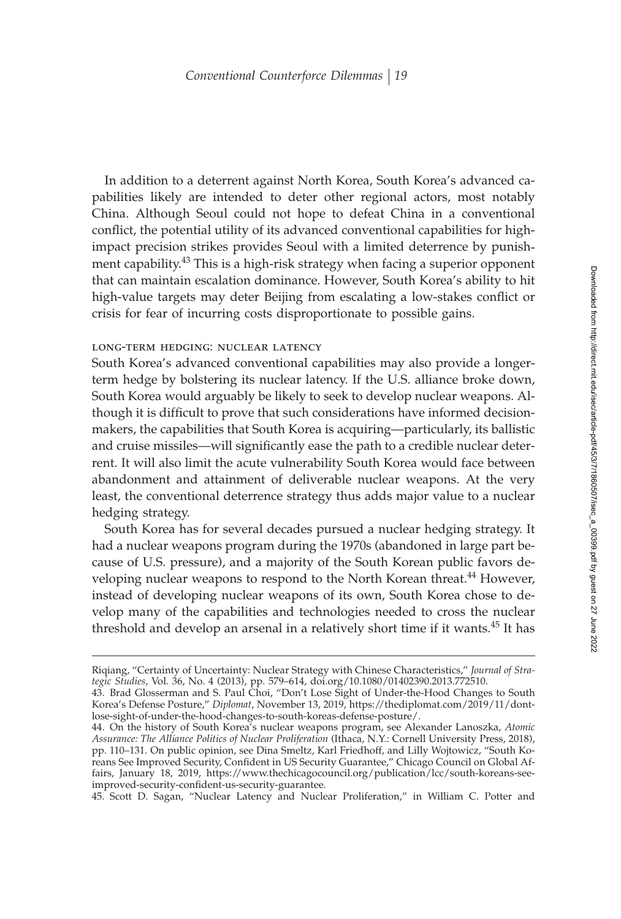In addition to a deterrent against North Korea, South Korea's advanced capabilities likely are intended to deter other regional actors, most notably China. Although Seoul could not hope to defeat China in a conventional conflict, the potential utility of its advanced conventional capabilities for high-impact precision strikes provides Seoul with a limited deterrence by punishment capability.[43] This is a high-risk strategy when facing a superior opponent that can maintain escalation dominance. However, South Korea's ability to hit high-value targets may deter Beijing from escalating a low-stakes conflict or crisis for fear of incurring costs disproportionate to possible gains.

### LONG-TERM HEDGING: NUCLEAR LATENCY

South Korea's advanced conventional capabilities may also provide a longer-term hedge by bolstering its nuclear latency. If the U.S. alliance broke down, South Korea would arguably be likely to seek to develop nuclear weapons. Although it is difficult to prove that such considerations have informed decisionmakers, the capabilities that South Korea is acquiring—particularly, its ballistic and cruise missiles—will significantly ease the path to a credible nuclear deterrent. It will also limit the acute vulnerability South Korea would face between abandonment and attainment of deliverable nuclear weapons. At the very least, the conventional deterrence strategy thus adds major value to a nuclear hedging strategy.

South Korea has for several decades pursued a nuclear hedging strategy. It had a nuclear weapons program during the 1970s (abandoned in large part because of U.S. pressure), and a majority of the South Korean public favors developing nuclear weapons to respond to the North Korean threat.[44] However, instead of developing nuclear weapons of its own, South Korea chose to develop many of the capabilities and technologies needed to cross the nuclear threshold and develop an arsenal in a relatively short time if it wants.[45] It has

---

Riqiang, "Certainty of Uncertainty: Nuclear Strategy with Chinese Characteristics," *Journal of Strategic Studies*, Vol. 36, No. 4 (2013), pp. 579–614, doi.org/10.1080/01402390.2013.772510.

43. Brad Glosserman and S. Paul Choi, "Don't Lose Sight of Under-the-Hood Changes to South Korea's Defense Posture," *Diplomat*, November 13, 2019, https://thediplomat.com/2019/11/dont-lose-sight-of-under-the-hood-changes-to-south-koreas-defense-posture/.

44. On the history of South Korea's nuclear weapons program, see Alexander Lanoszka, *Atomic Assurance: The Alliance Politics of Nuclear Proliferation* (Ithaca, N.Y.: Cornell University Press, 2018), pp. 110–131. On public opinion, see Dina Smeltz, Karl Friedhoff, and Lilly Wojtowicz, "South Koreans See Improved Security, Confident in US Security Guarantee," Chicago Council on Global Affairs, January 18, 2019, https://www.thechicagocouncil.org/publication/lcc/south-koreans-see-improved-security-confident-us-security-guarantee.

45. Scott D. Sagan, "Nuclear Latency and Nuclear Proliferation," in William C. Potter and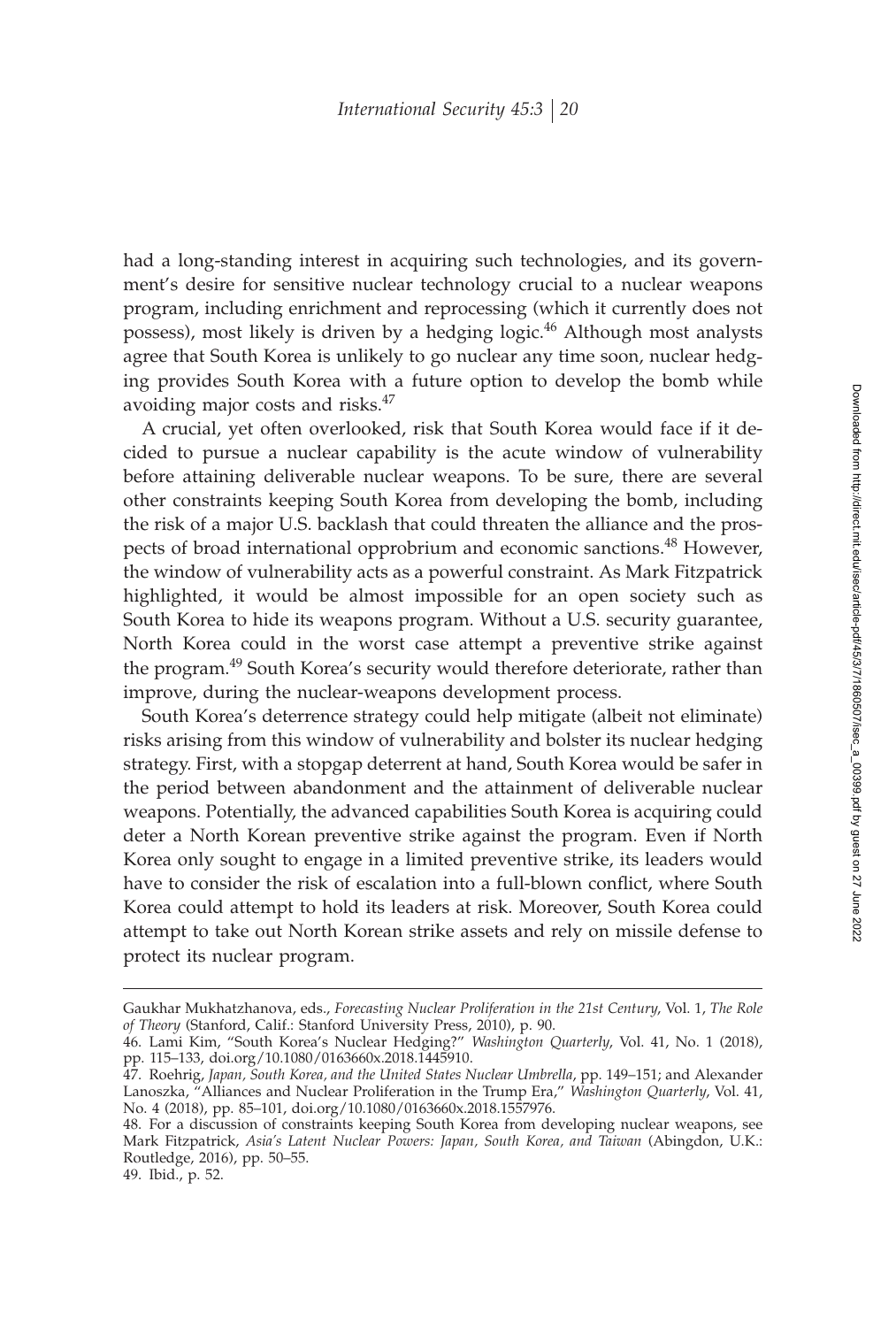had a long-standing interest in acquiring such technologies, and its government's desire for sensitive nuclear technology crucial to a nuclear weapons program, including enrichment and reprocessing (which it currently does not possess), most likely is driven by a hedging logic.[46] Although most analysts agree that South Korea is unlikely to go nuclear any time soon, nuclear hedging provides South Korea with a future option to develop the bomb while avoiding major costs and risks.[47]

A crucial, yet often overlooked, risk that South Korea would face if it decided to pursue a nuclear capability is the acute window of vulnerability before attaining deliverable nuclear weapons. To be sure, there are several other constraints keeping South Korea from developing the bomb, including the risk of a major U.S. backlash that could threaten the alliance and the prospects of broad international opprobrium and economic sanctions.[48] However, the window of vulnerability acts as a powerful constraint. As Mark Fitzpatrick highlighted, it would be almost impossible for an open society such as South Korea to hide its weapons program. Without a U.S. security guarantee, North Korea could in the worst case attempt a preventive strike against the program.[49] South Korea's security would therefore deteriorate, rather than improve, during the nuclear-weapons development process.

South Korea's deterrence strategy could help mitigate (albeit not eliminate) risks arising from this window of vulnerability and bolster its nuclear hedging strategy. First, with a stopgap deterrent at hand, South Korea would be safer in the period between abandonment and the attainment of deliverable nuclear weapons. Potentially, the advanced capabilities South Korea is acquiring could deter a North Korean preventive strike against the program. Even if North Korea only sought to engage in a limited preventive strike, its leaders would have to consider the risk of escalation into a full-blown conflict, where South Korea could attempt to hold its leaders at risk. Moreover, South Korea could attempt to take out North Korean strike assets and rely on missile defense to protect its nuclear program.

---

Gaukhar Mukhatzhanova, eds., *Forecasting Nuclear Proliferation in the 21st Century*, Vol. 1, *The Role of Theory* (Stanford, Calif.: Stanford University Press, 2010), p. 90.

46. Lami Kim, "South Korea's Nuclear Hedging?" *Washington Quarterly*, Vol. 41, No. 1 (2018), pp. 115–133, doi.org/10.1080/0163660x.2018.1445910.

47. Roehrig, *Japan, South Korea, and the United States Nuclear Umbrella*, pp. 149–151; and Alexander Lanoszka, "Alliances and Nuclear Proliferation in the Trump Era," *Washington Quarterly*, Vol. 41, No. 4 (2018), pp. 85–101, doi.org/10.1080/0163660x.2018.1557976.

48. For a discussion of constraints keeping South Korea from developing nuclear weapons, see Mark Fitzpatrick, *Asia's Latent Nuclear Powers: Japan, South Korea, and Taiwan* (Abingdon, U.K.: Routledge, 2016), pp. 50–55.

49. Ibid., p. 52.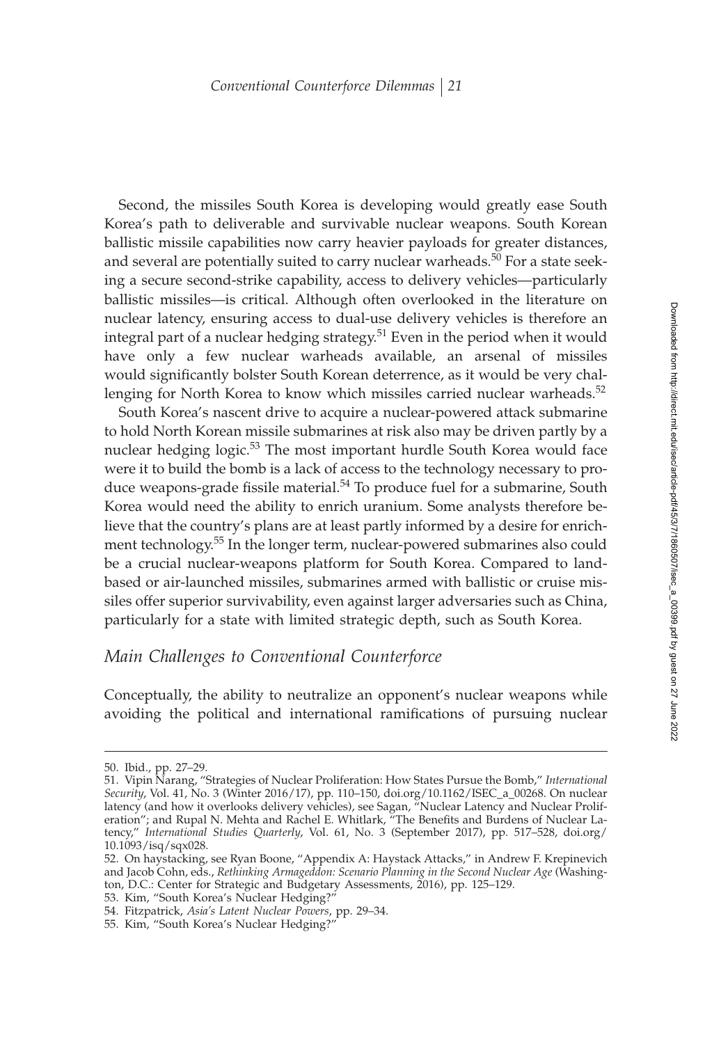Second, the missiles South Korea is developing would greatly ease South Korea's path to deliverable and survivable nuclear weapons. South Korean ballistic missile capabilities now carry heavier payloads for greater distances, and several are potentially suited to carry nuclear warheads.[50] For a state seeking a secure second-strike capability, access to delivery vehicles—particularly ballistic missiles—is critical. Although often overlooked in the literature on nuclear latency, ensuring access to dual-use delivery vehicles is therefore an integral part of a nuclear hedging strategy.[51] Even in the period when it would have only a few nuclear warheads available, an arsenal of missiles would significantly bolster South Korean deterrence, as it would be very challenging for North Korea to know which missiles carried nuclear warheads.[52]

South Korea's nascent drive to acquire a nuclear-powered attack submarine to hold North Korean missile submarines at risk also may be driven partly by a nuclear hedging logic.[53] The most important hurdle South Korea would face were it to build the bomb is a lack of access to the technology necessary to produce weapons-grade fissile material.[54] To produce fuel for a submarine, South Korea would need the ability to enrich uranium. Some analysts therefore believe that the country's plans are at least partly informed by a desire for enrichment technology.[55] In the longer term, nuclear-powered submarines also could be a crucial nuclear-weapons platform for South Korea. Compared to land-based or air-launched missiles, submarines armed with ballistic or cruise missiles offer superior survivability, even against larger adversaries such as China, particularly for a state with limited strategic depth, such as South Korea.

## *Main Challenges to Conventional Counterforce*

Conceptually, the ability to neutralize an opponent's nuclear weapons while avoiding the political and international ramifications of pursuing nuclear

---

50. Ibid., pp. 27–29.

51. Vipin Narang, "Strategies of Nuclear Proliferation: How States Pursue the Bomb," *International Security*, Vol. 41, No. 3 (Winter 2016/17), pp. 110–150, doi.org/10.1162/ISEC_a_00268. On nuclear latency (and how it overlooks delivery vehicles), see Sagan, "Nuclear Latency and Nuclear Proliferation"; and Rupal N. Mehta and Rachel E. Whitlark, "The Benefits and Burdens of Nuclear Latency," *International Studies Quarterly*, Vol. 61, No. 3 (September 2017), pp. 517–528, doi.org/10.1093/isq/sqx028.

52. On haystacking, see Ryan Boone, "Appendix A: Haystack Attacks," in Andrew F. Krepinevich and Jacob Cohn, eds., *Rethinking Armageddon: Scenario Planning in the Second Nuclear Age* (Washington, D.C.: Center for Strategic and Budgetary Assessments, 2016), pp. 125–129.

53. Kim, "South Korea's Nuclear Hedging?"

54. Fitzpatrick, *Asia's Latent Nuclear Powers*, pp. 29–34.

55. Kim, "South Korea's Nuclear Hedging?"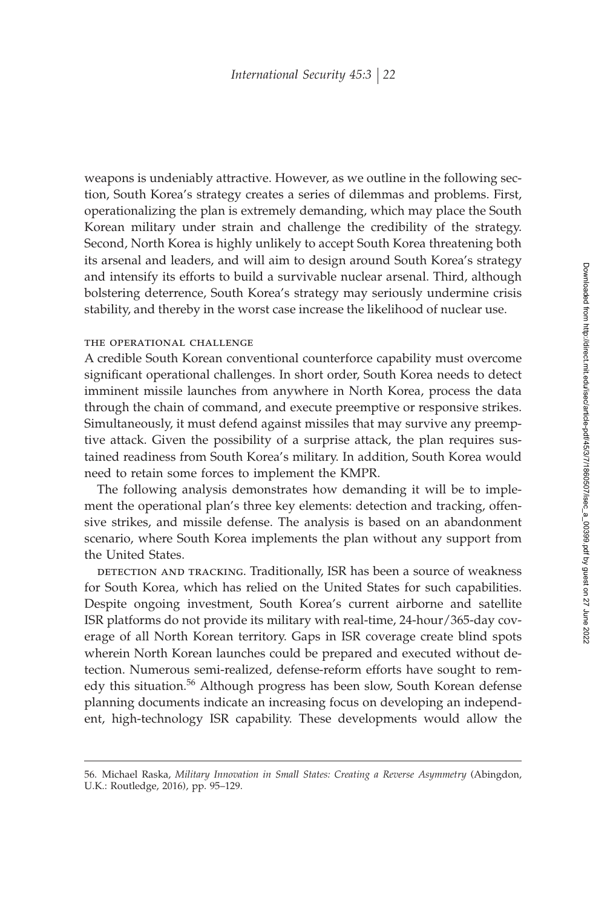weapons is undeniably attractive. However, as we outline in the following section, South Korea's strategy creates a series of dilemmas and problems. First, operationalizing the plan is extremely demanding, which may place the South Korean military under strain and challenge the credibility of the strategy. Second, North Korea is highly unlikely to accept South Korea threatening both its arsenal and leaders, and will aim to design around South Korea's strategy and intensify its efforts to build a survivable nuclear arsenal. Third, although bolstering deterrence, South Korea's strategy may seriously undermine crisis stability, and thereby in the worst case increase the likelihood of nuclear use.

### THE OPERATIONAL CHALLENGE

A credible South Korean conventional counterforce capability must overcome significant operational challenges. In short order, South Korea needs to detect imminent missile launches from anywhere in North Korea, process the data through the chain of command, and execute preemptive or responsive strikes. Simultaneously, it must defend against missiles that may survive any preemptive attack. Given the possibility of a surprise attack, the plan requires sustained readiness from South Korea's military. In addition, South Korea would need to retain some forces to implement the KMPR.

The following analysis demonstrates how demanding it will be to implement the operational plan's three key elements: detection and tracking, offensive strikes, and missile defense. The analysis is based on an abandonment scenario, where South Korea implements the plan without any support from the United States.

DETECTION AND TRACKING. Traditionally, ISR has been a source of weakness for South Korea, which has relied on the United States for such capabilities. Despite ongoing investment, South Korea's current airborne and satellite ISR platforms do not provide its military with real-time, 24-hour/365-day coverage of all North Korean territory. Gaps in ISR coverage create blind spots wherein North Korean launches could be prepared and executed without detection. Numerous semi-realized, defense-reform efforts have sought to remedy this situation.[56] Although progress has been slow, South Korean defense planning documents indicate an increasing focus on developing an independent, high-technology ISR capability. These developments would allow the

56. Michael Raska, *Military Innovation in Small States: Creating a Reverse Asymmetry* (Abingdon, U.K.: Routledge, 2016), pp. 95–129.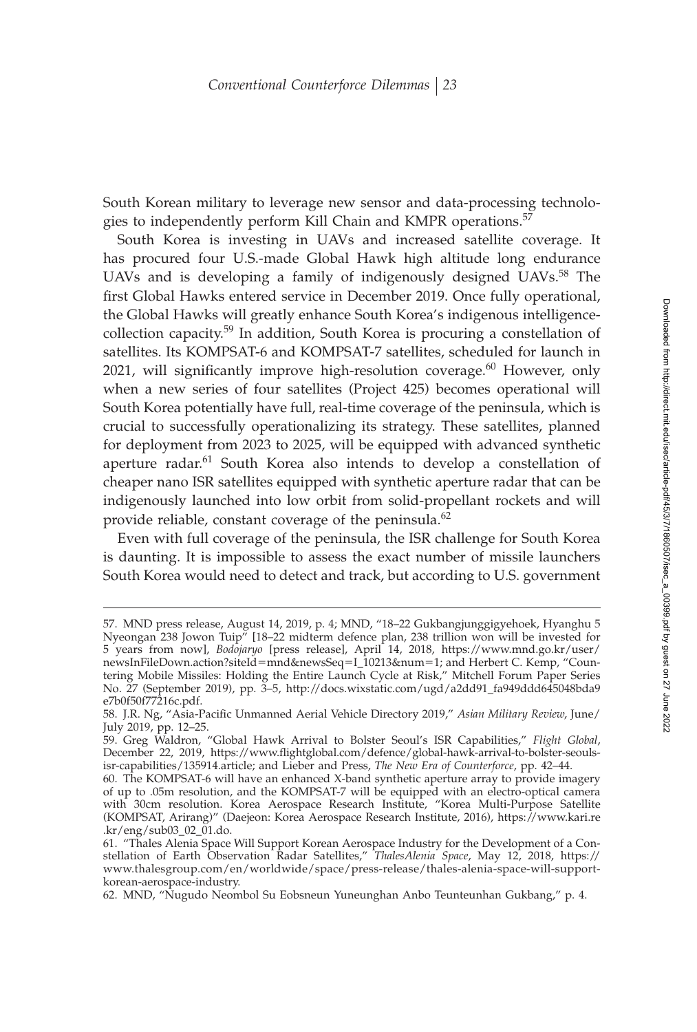South Korean military to leverage new sensor and data-processing technologies to independently perform Kill Chain and KMPR operations.[57]

South Korea is investing in UAVs and increased satellite coverage. It has procured four U.S.-made Global Hawk high altitude long endurance UAVs and is developing a family of indigenously designed UAVs.[58] The first Global Hawks entered service in December 2019. Once fully operational, the Global Hawks will greatly enhance South Korea's indigenous intelligence-collection capacity.[59] In addition, South Korea is procuring a constellation of satellites. Its KOMPSAT-6 and KOMPSAT-7 satellites, scheduled for launch in 2021, will significantly improve high-resolution coverage.[60] However, only when a new series of four satellites (Project 425) becomes operational will South Korea potentially have full, real-time coverage of the peninsula, which is crucial to successfully operationalizing its strategy. These satellites, planned for deployment from 2023 to 2025, will be equipped with advanced synthetic aperture radar.[61] South Korea also intends to develop a constellation of cheaper nano ISR satellites equipped with synthetic aperture radar that can be indigenously launched into low orbit from solid-propellant rockets and will provide reliable, constant coverage of the peninsula.[62]

Even with full coverage of the peninsula, the ISR challenge for South Korea is daunting. It is impossible to assess the exact number of missile launchers South Korea would need to detect and track, but according to U.S. government

---

57. MND press release, August 14, 2019, p. 4; MND, "18–22 Gukbangjunggigyehoek, Hyanghu 5 Nyeongan 238 Jowon Tuip" [18–22 midterm defence plan, 238 trillion won will be invested for 5 years from now], *Bodojaryo* [press release], April 14, 2018, https://www.mnd.go.kr/user/newsInFileDown.action?siteId=mnd&newsSeq=I_10213&num=1; and Herbert C. Kemp, "Countering Mobile Missiles: Holding the Entire Launch Cycle at Risk," Mitchell Forum Paper Series No. 27 (September 2019), pp. 3–5, http://docs.wixstatic.com/ugd/a2dd91_fa949ddd645048bda9e7b0f50f77216c.pdf.

58. J.R. Ng, "Asia-Pacific Unmanned Aerial Vehicle Directory 2019," *Asian Military Review*, June/July 2019, pp. 12–25.

59. Greg Waldron, "Global Hawk Arrival to Bolster Seoul's ISR Capabilities," *Flight Global*, December 22, 2019, https://www.flightglobal.com/defence/global-hawk-arrival-to-bolster-seouls-isr-capabilities/135914.article; and Lieber and Press, *The New Era of Counterforce*, pp. 42–44.

60. The KOMPSAT-6 will have an enhanced X-band synthetic aperture array to provide imagery of up to .05m resolution, and the KOMPSAT-7 will be equipped with an electro-optical camera with 30cm resolution. Korea Aerospace Research Institute, "Korea Multi-Purpose Satellite (KOMPSAT, Arirang)" (Daejeon: Korea Aerospace Research Institute, 2016), https://www.kari.re.kr/eng/sub03_02_01.do.

61. "Thales Alenia Space Will Support Korean Aerospace Industry for the Development of a Constellation of Earth Observation Radar Satellites," *ThalesAlenia Space*, May 12, 2018, https://www.thalesgroup.com/en/worldwide/space/press-release/thales-alenia-space-will-support-korean-aerospace-industry.

62. MND, "Nugudo Neombol Su Eobsneun Yuneunghan Anbo Teunteunhan Gukbang," p. 4.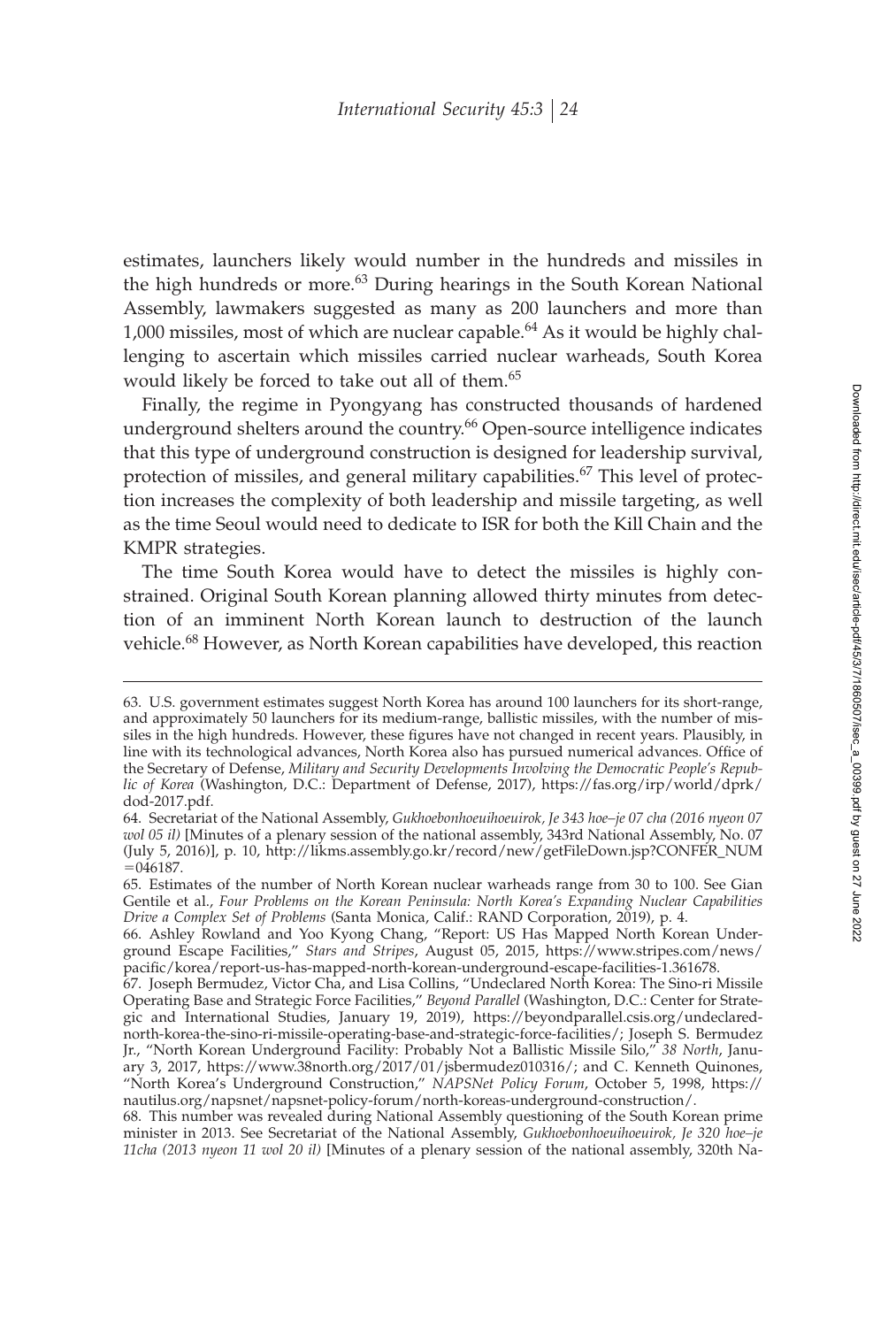estimates, launchers likely would number in the hundreds and missiles in the high hundreds or more.[63] During hearings in the South Korean National Assembly, lawmakers suggested as many as 200 launchers and more than 1,000 missiles, most of which are nuclear capable.[64] As it would be highly challenging to ascertain which missiles carried nuclear warheads, South Korea would likely be forced to take out all of them.[65]

Finally, the regime in Pyongyang has constructed thousands of hardened underground shelters around the country.[66] Open-source intelligence indicates that this type of underground construction is designed for leadership survival, protection of missiles, and general military capabilities.[67] This level of protection increases the complexity of both leadership and missile targeting, as well as the time Seoul would need to dedicate to ISR for both the Kill Chain and the KMPR strategies.

The time South Korea would have to detect the missiles is highly constrained. Original South Korean planning allowed thirty minutes from detection of an imminent North Korean launch to destruction of the launch vehicle.[68] However, as North Korean capabilities have developed, this reaction

---

63. U.S. government estimates suggest North Korea has around 100 launchers for its short-range, and approximately 50 launchers for its medium-range, ballistic missiles, with the number of missiles in the high hundreds. However, these figures have not changed in recent years. Plausibly, in line with its technological advances, North Korea also has pursued numerical advances. Office of the Secretary of Defense, *Military and Security Developments Involving the Democratic People's Republic of Korea* (Washington, D.C.: Department of Defense, 2017), https://fas.org/irp/world/dprk/dod-2017.pdf.

64. Secretariat of the National Assembly, *Gukhoebonhoeuihoeuirok, Je 343 hoe–je 07 cha (2016 nyeon 07 wol 05 il)* [Minutes of a plenary session of the national assembly, 343rd National Assembly, No. 07 (July 5, 2016)], p. 10, http://likms.assembly.go.kr/record/new/getFileDown.jsp?CONFER_NUM=046187.

65. Estimates of the number of North Korean nuclear warheads range from 30 to 100. See Gian Gentile et al., *Four Problems on the Korean Peninsula: North Korea's Expanding Nuclear Capabilities Drive a Complex Set of Problems* (Santa Monica, Calif.: RAND Corporation, 2019), p. 4.

66. Ashley Rowland and Yoo Kyong Chang, "Report: US Has Mapped North Korean Underground Escape Facilities," *Stars and Stripes*, August 05, 2015, https://www.stripes.com/news/pacific/korea/report-us-has-mapped-north-korean-underground-escape-facilities-1.361678.

67. Joseph Bermudez, Victor Cha, and Lisa Collins, "Undeclared North Korea: The Sino-ri Missile Operating Base and Strategic Force Facilities," *Beyond Parallel* (Washington, D.C.: Center for Strategic and International Studies, January 19, 2019), https://beyondparallel.csis.org/undeclared-north-korea-the-sino-ri-missile-operating-base-and-strategic-force-facilities/; Joseph S. Bermudez Jr., "North Korean Underground Facility: Probably Not a Ballistic Missile Silo," *38 North*, January 3, 2017, https://www.38north.org/2017/01/jsbermudez010316/; and C. Kenneth Quinones, "North Korea's Underground Construction," *NAPSNet Policy Forum*, October 5, 1998, https://nautilus.org/napsnet/napsnet-policy-forum/north-koreas-underground-construction/.

68. This number was revealed during National Assembly questioning of the South Korean prime minister in 2013. See Secretariat of the National Assembly, *Gukhoebonhoeuihoeuirok, Je 320 hoe–je 11cha (2013 nyeon 11 wol 20 il)* [Minutes of a plenary session of the national assembly, 320th Na-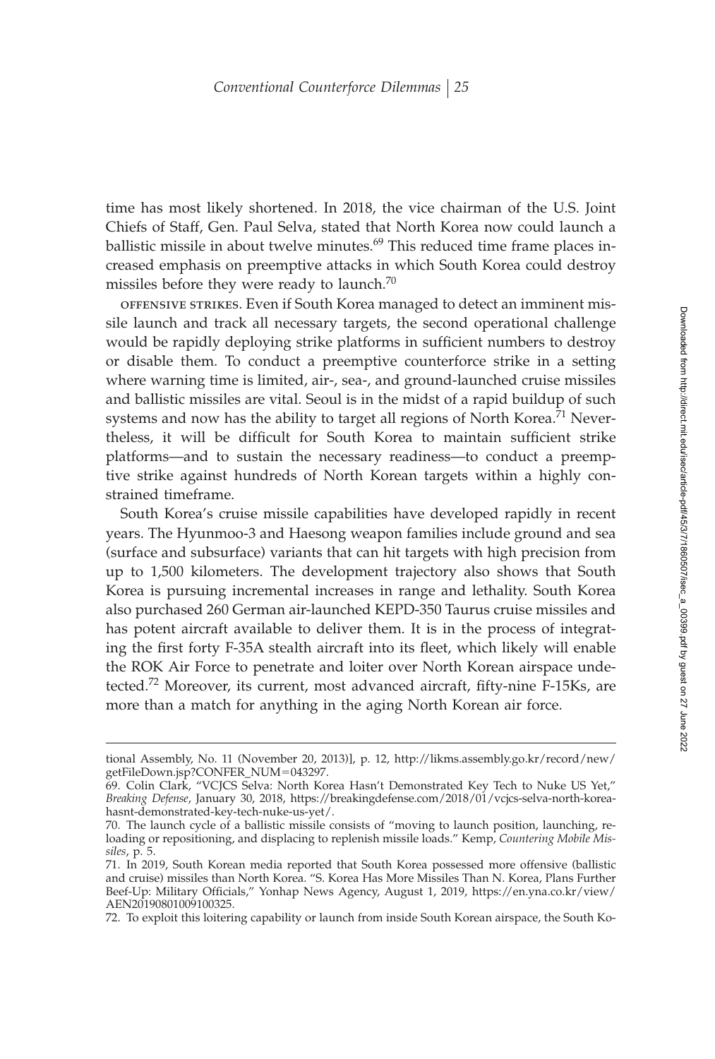time has most likely shortened. In 2018, the vice chairman of the U.S. Joint Chiefs of Staff, Gen. Paul Selva, stated that North Korea now could launch a ballistic missile in about twelve minutes.[69] This reduced time frame places increased emphasis on preemptive attacks in which South Korea could destroy missiles before they were ready to launch.[70]

OFFENSIVE STRIKES. Even if South Korea managed to detect an imminent missile launch and track all necessary targets, the second operational challenge would be rapidly deploying strike platforms in sufficient numbers to destroy or disable them. To conduct a preemptive counterforce strike in a setting where warning time is limited, air-, sea-, and ground-launched cruise missiles and ballistic missiles are vital. Seoul is in the midst of a rapid buildup of such systems and now has the ability to target all regions of North Korea.[71] Nevertheless, it will be difficult for South Korea to maintain sufficient strike platforms—and to sustain the necessary readiness—to conduct a preemptive strike against hundreds of North Korean targets within a highly constrained timeframe.

South Korea's cruise missile capabilities have developed rapidly in recent years. The Hyunmoo-3 and Haesong weapon families include ground and sea (surface and subsurface) variants that can hit targets with high precision from up to 1,500 kilometers. The development trajectory also shows that South Korea is pursuing incremental increases in range and lethality. South Korea also purchased 260 German air-launched KEPD-350 Taurus cruise missiles and has potent aircraft available to deliver them. It is in the process of integrating the first forty F-35A stealth aircraft into its fleet, which likely will enable the ROK Air Force to penetrate and loiter over North Korean airspace undetected.[72] Moreover, its current, most advanced aircraft, fifty-nine F-15Ks, are more than a match for anything in the aging North Korean air force.

---

tional Assembly, No. 11 (November 20, 2013)], p. 12, http://likms.assembly.go.kr/record/new/getFileDown.jsp?CONFER_NUM=043297.

69. Colin Clark, "VCJCS Selva: North Korea Hasn't Demonstrated Key Tech to Nuke US Yet," *Breaking Defense*, January 30, 2018, https://breakingdefense.com/2018/01/vcjcs-selva-north-korea-hasnt-demonstrated-key-tech-nuke-us-yet/.

70. The launch cycle of a ballistic missile consists of "moving to launch position, launching, reloading or repositioning, and displacing to replenish missile loads." Kemp, *Countering Mobile Missiles*, p. 5.

71. In 2019, South Korean media reported that South Korea possessed more offensive (ballistic and cruise) missiles than North Korea. "S. Korea Has More Missiles Than N. Korea, Plans Further Beef-Up: Military Officials," Yonhap News Agency, August 1, 2019, https://en.yna.co.kr/view/AEN20190801009100325.

72. To exploit this loitering capability or launch from inside South Korean airspace, the South Ko-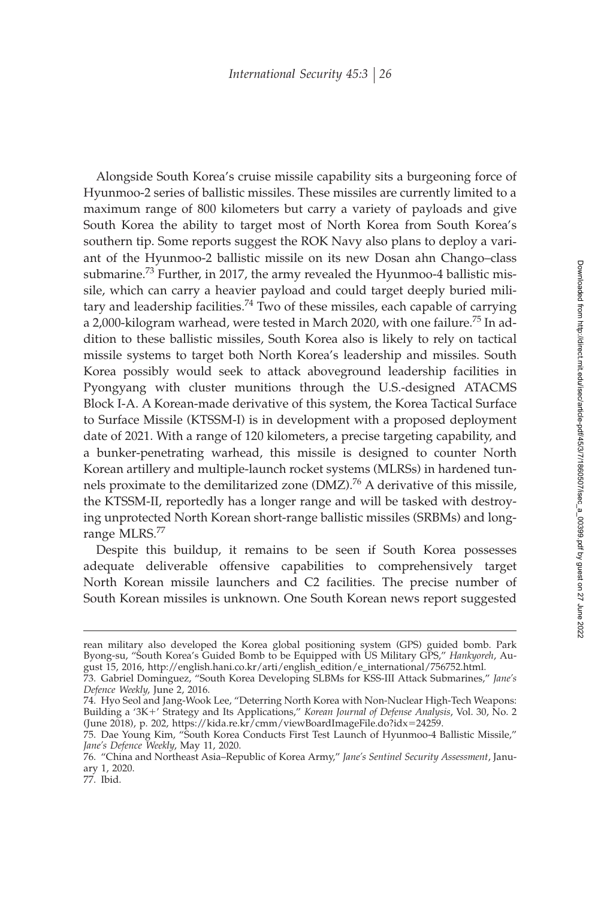Alongside South Korea's cruise missile capability sits a burgeoning force of Hyunmoo-2 series of ballistic missiles. These missiles are currently limited to a maximum range of 800 kilometers but carry a variety of payloads and give South Korea the ability to target most of North Korea from South Korea's southern tip. Some reports suggest the ROK Navy also plans to deploy a variant of the Hyunmoo-2 ballistic missile on its new Dosan ahn Chango–class submarine.[73] Further, in 2017, the army revealed the Hyunmoo-4 ballistic missile, which can carry a heavier payload and could target deeply buried military and leadership facilities.[74] Two of these missiles, each capable of carrying a 2,000-kilogram warhead, were tested in March 2020, with one failure.[75] In addition to these ballistic missiles, South Korea also is likely to rely on tactical missile systems to target both North Korea's leadership and missiles. South Korea possibly would seek to attack aboveground leadership facilities in Pyongyang with cluster munitions through the U.S.-designed ATACMS Block I-A. A Korean-made derivative of this system, the Korea Tactical Surface to Surface Missile (KTSSM-I) is in development with a proposed deployment date of 2021. With a range of 120 kilometers, a precise targeting capability, and a bunker-penetrating warhead, this missile is designed to counter North Korean artillery and multiple-launch rocket systems (MLRSs) in hardened tunnels proximate to the demilitarized zone (DMZ).[76] A derivative of this missile, the KTSSM-II, reportedly has a longer range and will be tasked with destroying unprotected North Korean short-range ballistic missiles (SRBMs) and long-range MLRS.[77]

Despite this buildup, it remains to be seen if South Korea possesses adequate deliverable offensive capabilities to comprehensively target North Korean missile launchers and C2 facilities. The precise number of South Korean missiles is unknown. One South Korean news report suggested

---

rean military also developed the Korea global positioning system (GPS) guided bomb. Park Byong-su, "South Korea's Guided Bomb to be Equipped with US Military GPS," *Hankyoreh*, August 15, 2016, http://english.hani.co.kr/arti/english_edition/e_international/756752.html.

73. Gabriel Dominguez, "South Korea Developing SLBMs for KSS-III Attack Submarines," *Jane's Defence Weekly*, June 2, 2016.

74. Hyo Seol and Jang-Wook Lee, "Deterring North Korea with Non-Nuclear High-Tech Weapons: Building a '3K+' Strategy and Its Applications," *Korean Journal of Defense Analysis*, Vol. 30, No. 2 (June 2018), p. 202, https://kida.re.kr/cmm/viewBoardImageFile.do?idx=24259.

75. Dae Young Kim, "South Korea Conducts First Test Launch of Hyunmoo-4 Ballistic Missile," *Jane's Defence Weekly*, May 11, 2020.

76. "China and Northeast Asia–Republic of Korea Army," *Jane's Sentinel Security Assessment*, January 1, 2020.

77. Ibid.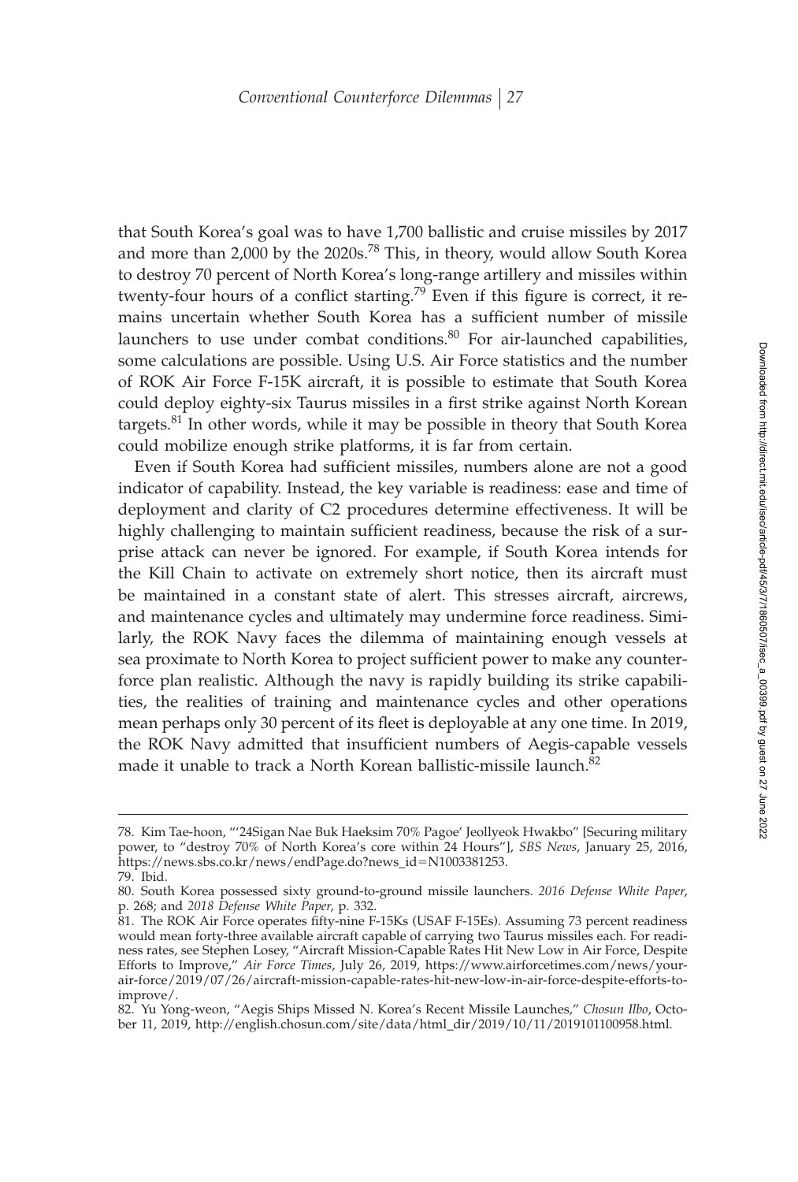that South Korea's goal was to have 1,700 ballistic and cruise missiles by 2017 and more than 2,000 by the 2020s.[78] This, in theory, would allow South Korea to destroy 70 percent of North Korea's long-range artillery and missiles within twenty-four hours of a conflict starting.[79] Even if this figure is correct, it remains uncertain whether South Korea has a sufficient number of missile launchers to use under combat conditions.[80] For air-launched capabilities, some calculations are possible. Using U.S. Air Force statistics and the number of ROK Air Force F-15K aircraft, it is possible to estimate that South Korea could deploy eighty-six Taurus missiles in a first strike against North Korean targets.[81] In other words, while it may be possible in theory that South Korea could mobilize enough strike platforms, it is far from certain.

Even if South Korea had sufficient missiles, numbers alone are not a good indicator of capability. Instead, the key variable is readiness: ease and time of deployment and clarity of C2 procedures determine effectiveness. It will be highly challenging to maintain sufficient readiness, because the risk of a surprise attack can never be ignored. For example, if South Korea intends for the Kill Chain to activate on extremely short notice, then its aircraft must be maintained in a constant state of alert. This stresses aircraft, aircrews, and maintenance cycles and ultimately may undermine force readiness. Similarly, the ROK Navy faces the dilemma of maintaining enough vessels at sea proximate to North Korea to project sufficient power to make any counterforce plan realistic. Although the navy is rapidly building its strike capabilities, the realities of training and maintenance cycles and other operations mean perhaps only 30 percent of its fleet is deployable at any one time. In 2019, the ROK Navy admitted that insufficient numbers of Aegis-capable vessels made it unable to track a North Korean ballistic-missile launch.[82]

---

78. Kim Tae-hoon, "'24Sigan Nae Buk Haeksim 70% Pagoe' Jeollyeok Hwakbo" [Securing military power, to "destroy 70% of North Korea's core within 24 Hours"], *SBS News*, January 25, 2016, https://news.sbs.co.kr/news/endPage.do?news_id=N1003381253.

79. Ibid.

80. South Korea possessed sixty ground-to-ground missile launchers. *2016 Defense White Paper*, p. 268; and *2018 Defense White Paper*, p. 332.

81. The ROK Air Force operates fifty-nine F-15Ks (USAF F-15Es). Assuming 73 percent readiness would mean forty-three available aircraft capable of carrying two Taurus missiles each. For readiness rates, see Stephen Losey, "Aircraft Mission-Capable Rates Hit New Low in Air Force, Despite Efforts to Improve," *Air Force Times*, July 26, 2019, https://www.airforcetimes.com/news/your-air-force/2019/07/26/aircraft-mission-capable-rates-hit-new-low-in-air-force-despite-efforts-to-improve/.

82. Yu Yong-weon, "Aegis Ships Missed N. Korea's Recent Missile Launches," *Chosun Ilbo*, October 11, 2019, http://english.chosun.com/site/data/html_dir/2019/10/11/2019101100958.html.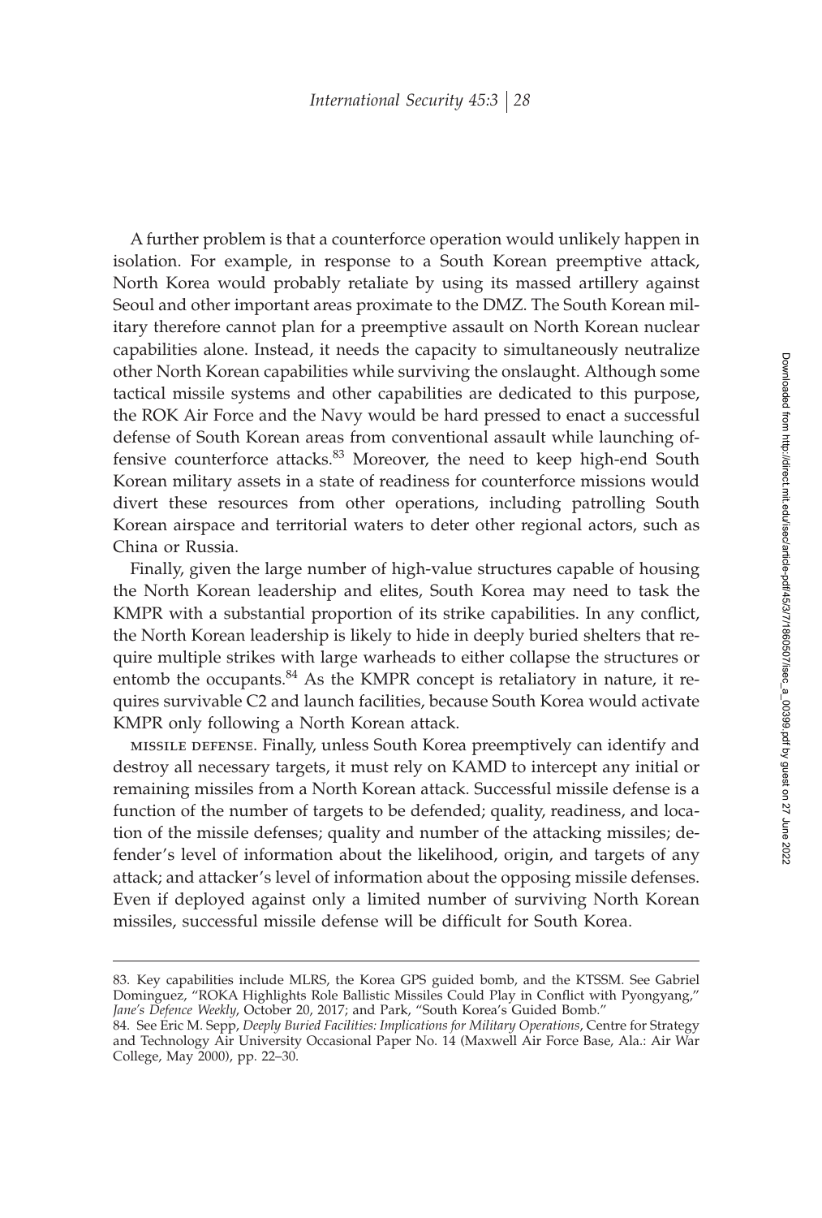A further problem is that a counterforce operation would unlikely happen in isolation. For example, in response to a South Korean preemptive attack, North Korea would probably retaliate by using its massed artillery against Seoul and other important areas proximate to the DMZ. The South Korean military therefore cannot plan for a preemptive assault on North Korean nuclear capabilities alone. Instead, it needs the capacity to simultaneously neutralize other North Korean capabilities while surviving the onslaught. Although some tactical missile systems and other capabilities are dedicated to this purpose, the ROK Air Force and the Navy would be hard pressed to enact a successful defense of South Korean areas from conventional assault while launching offensive counterforce attacks.[83] Moreover, the need to keep high-end South Korean military assets in a state of readiness for counterforce missions would divert these resources from other operations, including patrolling South Korean airspace and territorial waters to deter other regional actors, such as China or Russia.

Finally, given the large number of high-value structures capable of housing the North Korean leadership and elites, South Korea may need to task the KMPR with a substantial proportion of its strike capabilities. In any conflict, the North Korean leadership is likely to hide in deeply buried shelters that require multiple strikes with large warheads to either collapse the structures or entomb the occupants.[84] As the KMPR concept is retaliatory in nature, it requires survivable C2 and launch facilities, because South Korea would activate KMPR only following a North Korean attack.

MISSILE DEFENSE. Finally, unless South Korea preemptively can identify and destroy all necessary targets, it must rely on KAMD to intercept any initial or remaining missiles from a North Korean attack. Successful missile defense is a function of the number of targets to be defended; quality, readiness, and location of the missile defenses; quality and number of the attacking missiles; defender's level of information about the likelihood, origin, and targets of any attack; and attacker's level of information about the opposing missile defenses. Even if deployed against only a limited number of surviving North Korean missiles, successful missile defense will be difficult for South Korea.

---

83. Key capabilities include MLRS, the Korea GPS guided bomb, and the KTSSM. See Gabriel Dominguez, "ROKA Highlights Role Ballistic Missiles Could Play in Conflict with Pyongyang," *Jane's Defence Weekly*, October 20, 2017; and Park, "South Korea's Guided Bomb."

84. See Eric M. Sepp, *Deeply Buried Facilities: Implications for Military Operations*, Centre for Strategy and Technology Air University Occasional Paper No. 14 (Maxwell Air Force Base, Ala.: Air War College, May 2000), pp. 22–30.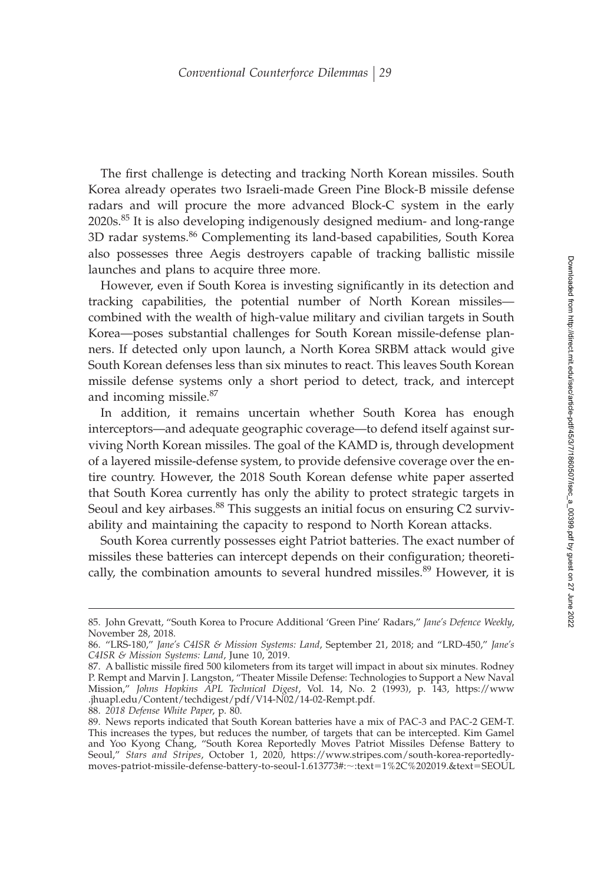The first challenge is detecting and tracking North Korean missiles. South Korea already operates two Israeli-made Green Pine Block-B missile defense radars and will procure the more advanced Block-C system in the early 2020s.[85] It is also developing indigenously designed medium- and long-range 3D radar systems.[86] Complementing its land-based capabilities, South Korea also possesses three Aegis destroyers capable of tracking ballistic missile launches and plans to acquire three more.

However, even if South Korea is investing significantly in its detection and tracking capabilities, the potential number of North Korean missiles—combined with the wealth of high-value military and civilian targets in South Korea—poses substantial challenges for South Korean missile-defense planners. If detected only upon launch, a North Korea SRBM attack would give South Korean defenses less than six minutes to react. This leaves South Korean missile defense systems only a short period to detect, track, and intercept and incoming missile.[87]

In addition, it remains uncertain whether South Korea has enough interceptors—and adequate geographic coverage—to defend itself against surviving North Korean missiles. The goal of the KAMD is, through development of a layered missile-defense system, to provide defensive coverage over the entire country. However, the 2018 South Korean defense white paper asserted that South Korea currently has only the ability to protect strategic targets in Seoul and key airbases.[88] This suggests an initial focus on ensuring C2 survivability and maintaining the capacity to respond to North Korean attacks.

South Korea currently possesses eight Patriot batteries. The exact number of missiles these batteries can intercept depends on their configuration; theoretically, the combination amounts to several hundred missiles.[89] However, it is

---

85. John Grevatt, "South Korea to Procure Additional 'Green Pine' Radars," *Jane's Defence Weekly*, November 28, 2018.

86. "LRS-180," *Jane's C4ISR & Mission Systems: Land*, September 21, 2018; and "LRD-450," *Jane's C4ISR & Mission Systems: Land*, June 10, 2019.

87. A ballistic missile fired 500 kilometers from its target will impact in about six minutes. Rodney P. Rempt and Marvin J. Langston, "Theater Missile Defense: Technologies to Support a New Naval Mission," *Johns Hopkins APL Technical Digest*, Vol. 14, No. 2 (1993), p. 143, https://www.jhuapl.edu/Content/techdigest/pdf/V14-N02/14-02-Rempt.pdf.

88. *2018 Defense White Paper*, p. 80.

89. News reports indicated that South Korean batteries have a mix of PAC-3 and PAC-2 GEM-T. This increases the types, but reduces the number, of targets that can be intercepted. Kim Gamel and Yoo Kyong Chang, "South Korea Reportedly Moves Patriot Missiles Defense Battery to Seoul," *Stars and Stripes*, October 1, 2020, https://www.stripes.com/south-korea-reportedly-moves-patriot-missile-defense-battery-to-seoul-1.613773#:~:text=1%2C%202019.&text=SEOUL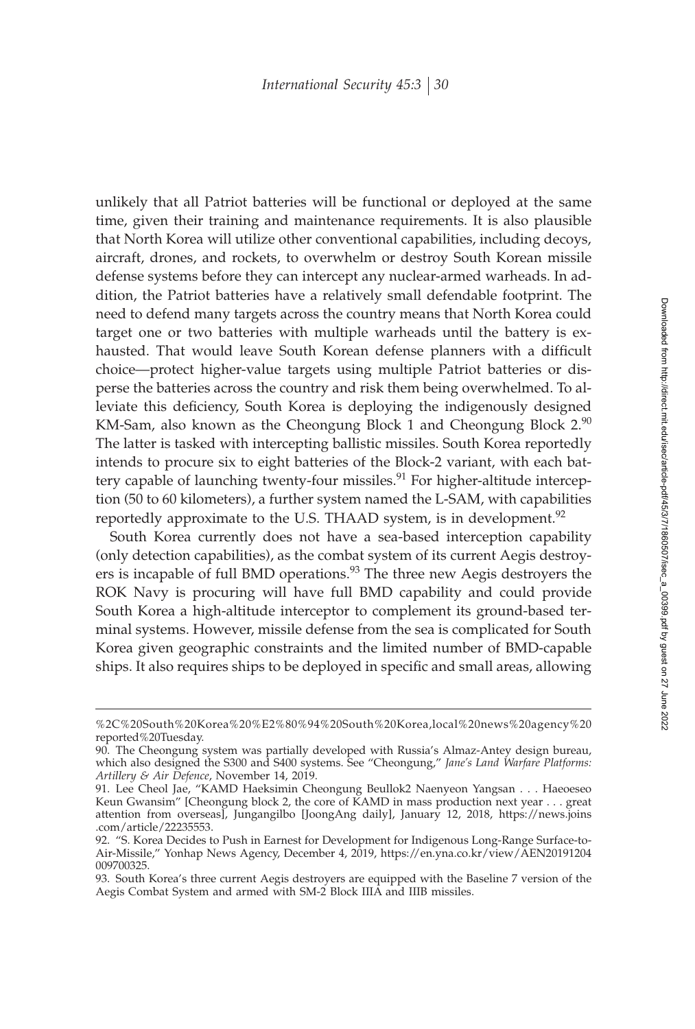unlikely that all Patriot batteries will be functional or deployed at the same time, given their training and maintenance requirements. It is also plausible that North Korea will utilize other conventional capabilities, including decoys, aircraft, drones, and rockets, to overwhelm or destroy South Korean missile defense systems before they can intercept any nuclear-armed warheads. In addition, the Patriot batteries have a relatively small defendable footprint. The need to defend many targets across the country means that North Korea could target one or two batteries with multiple warheads until the battery is exhausted. That would leave South Korean defense planners with a difficult choice—protect higher-value targets using multiple Patriot batteries or disperse the batteries across the country and risk them being overwhelmed. To alleviate this deficiency, South Korea is deploying the indigenously designed KM-Sam, also known as the Cheongung Block 1 and Cheongung Block 2.[90] The latter is tasked with intercepting ballistic missiles. South Korea reportedly intends to procure six to eight batteries of the Block-2 variant, with each battery capable of launching twenty-four missiles.[91] For higher-altitude interception (50 to 60 kilometers), a further system named the L-SAM, with capabilities reportedly approximate to the U.S. THAAD system, is in development.[92]

South Korea currently does not have a sea-based interception capability (only detection capabilities), as the combat system of its current Aegis destroyers is incapable of full BMD operations.[93] The three new Aegis destroyers the ROK Navy is procuring will have full BMD capability and could provide South Korea a high-altitude interceptor to complement its ground-based terminal systems. However, missile defense from the sea is complicated for South Korea given geographic constraints and the limited number of BMD-capable ships. It also requires ships to be deployed in specific and small areas, allowing

%2C%20South%20Korea%20%E2%80%94%20South%20Korea,local%20news%20agency%20reported%20Tuesday.

90. The Cheongung system was partially developed with Russia's Almaz-Antey design bureau, which also designed the S300 and S400 systems. See "Cheongung," *Jane's Land Warfare Platforms: Artillery & Air Defence*, November 14, 2019.

91. Lee Cheol Jae, "KAMD Haeksimin Cheongung Beullok2 Naenyeon Yangsan . . . Haeoeseo Keun Gwansim" [Cheongung block 2, the core of KAMD in mass production next year . . . great attention from overseas], Jungangilbo [JoongAng daily], January 12, 2018, https://news.joins.com/article/22235553.

92. "S. Korea Decides to Push in Earnest for Development for Indigenous Long-Range Surface-to-Air-Missile," Yonhap News Agency, December 4, 2019, https://en.yna.co.kr/view/AEN20191204009700325.

93. South Korea's three current Aegis destroyers are equipped with the Baseline 7 version of the Aegis Combat System and armed with SM-2 Block IIIA and IIIB missiles.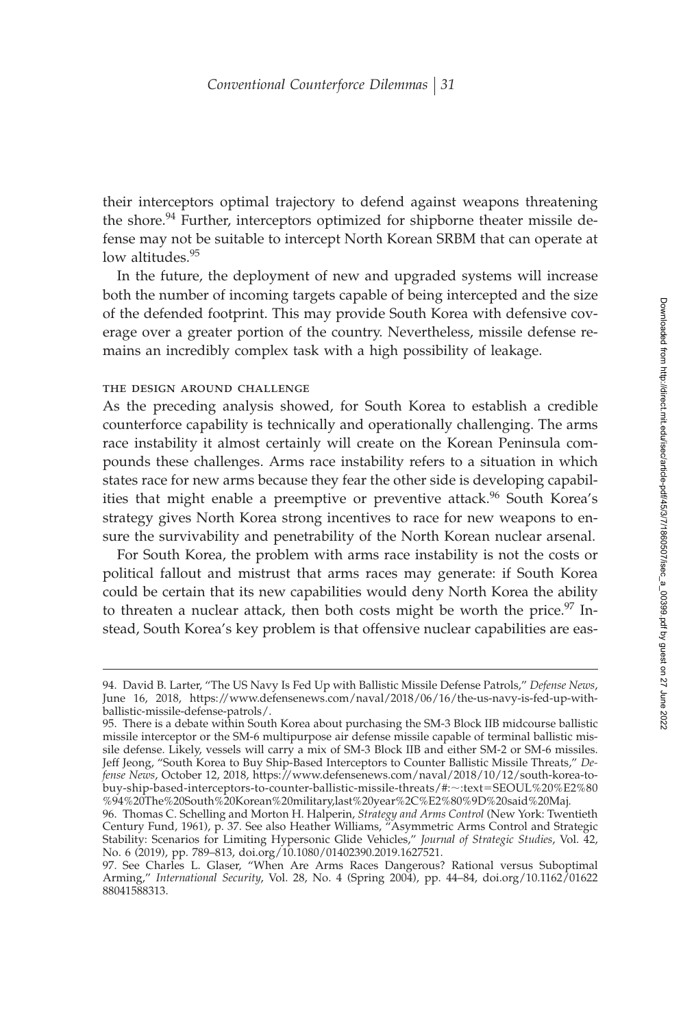their interceptors optimal trajectory to defend against weapons threatening the shore.[94] Further, interceptors optimized for shipborne theater missile defense may not be suitable to intercept North Korean SRBM that can operate at low altitudes.[95]

In the future, the deployment of new and upgraded systems will increase both the number of incoming targets capable of being intercepted and the size of the defended footprint. This may provide South Korea with defensive coverage over a greater portion of the country. Nevertheless, missile defense remains an incredibly complex task with a high possibility of leakage.

### THE DESIGN AROUND CHALLENGE

As the preceding analysis showed, for South Korea to establish a credible counterforce capability is technically and operationally challenging. The arms race instability it almost certainly will create on the Korean Peninsula compounds these challenges. Arms race instability refers to a situation in which states race for new arms because they fear the other side is developing capabilities that might enable a preemptive or preventive attack.[96] South Korea's strategy gives North Korea strong incentives to race for new weapons to ensure the survivability and penetrability of the North Korean nuclear arsenal.

For South Korea, the problem with arms race instability is not the costs or political fallout and mistrust that arms races may generate: if South Korea could be certain that its new capabilities would deny North Korea the ability to threaten a nuclear attack, then both costs might be worth the price.[97] Instead, South Korea's key problem is that offensive nuclear capabilities are eas-

---

94. David B. Larter, "The US Navy Is Fed Up with Ballistic Missile Defense Patrols," *Defense News*, June 16, 2018, https://www.defensenews.com/naval/2018/06/16/the-us-navy-is-fed-up-with-ballistic-missile-defense-patrols/.

95. There is a debate within South Korea about purchasing the SM-3 Block IIB midcourse ballistic missile interceptor or the SM-6 multipurpose air defense missile capable of terminal ballistic missile defense. Likely, vessels will carry a mix of SM-3 Block IIB and either SM-2 or SM-6 missiles. Jeff Jeong, "South Korea to Buy Ship-Based Interceptors to Counter Ballistic Missile Threats," *Defense News*, October 12, 2018, https://www.defensenews.com/naval/2018/10/12/south-korea-to-buy-ship-based-interceptors-to-counter-ballistic-missile-threats/#:~:text=SEOUL%20%E2%80%94%20The%20South%20Korean%20military,last%20year%2C%E2%80%9D%20said%20Maj.

96. Thomas C. Schelling and Morton H. Halperin, *Strategy and Arms Control* (New York: Twentieth Century Fund, 1961), p. 37. See also Heather Williams, "Asymmetric Arms Control and Strategic Stability: Scenarios for Limiting Hypersonic Glide Vehicles," *Journal of Strategic Studies*, Vol. 42, No. 6 (2019), pp. 789–813, doi.org/10.1080/01402390.2019.1627521.

97. See Charles L. Glaser, "When Are Arms Races Dangerous? Rational versus Suboptimal Arming," *International Security*, Vol. 28, No. 4 (Spring 2004), pp. 44–84, doi.org/10.1162/0162288041588313.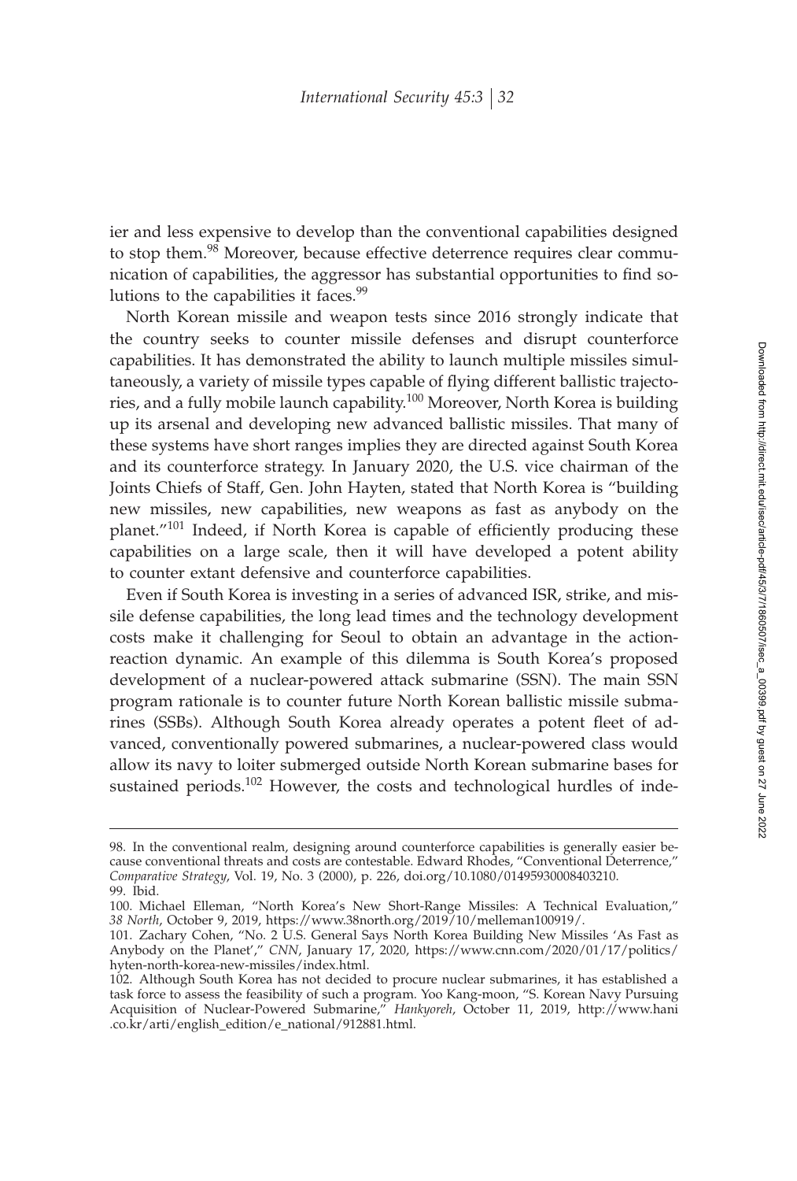ier and less expensive to develop than the conventional capabilities designed to stop them.[98] Moreover, because effective deterrence requires clear communication of capabilities, the aggressor has substantial opportunities to find solutions to the capabilities it faces.[99]

North Korean missile and weapon tests since 2016 strongly indicate that the country seeks to counter missile defenses and disrupt counterforce capabilities. It has demonstrated the ability to launch multiple missiles simultaneously, a variety of missile types capable of flying different ballistic trajectories, and a fully mobile launch capability.[100] Moreover, North Korea is building up its arsenal and developing new advanced ballistic missiles. That many of these systems have short ranges implies they are directed against South Korea and its counterforce strategy. In January 2020, the U.S. vice chairman of the Joints Chiefs of Staff, Gen. John Hayten, stated that North Korea is "building new missiles, new capabilities, new weapons as fast as anybody on the planet."[101] Indeed, if North Korea is capable of efficiently producing these capabilities on a large scale, then it will have developed a potent ability to counter extant defensive and counterforce capabilities.

Even if South Korea is investing in a series of advanced ISR, strike, and missile defense capabilities, the long lead times and the technology development costs make it challenging for Seoul to obtain an advantage in the action-reaction dynamic. An example of this dilemma is South Korea's proposed development of a nuclear-powered attack submarine (SSN). The main SSN program rationale is to counter future North Korean ballistic missile submarines (SSBs). Although South Korea already operates a potent fleet of advanced, conventionally powered submarines, a nuclear-powered class would allow its navy to loiter submerged outside North Korean submarine bases for sustained periods.[102] However, the costs and technological hurdles of inde-

---

98. In the conventional realm, designing around counterforce capabilities is generally easier because conventional threats and costs are contestable. Edward Rhodes, "Conventional Deterrence," *Comparative Strategy*, Vol. 19, No. 3 (2000), p. 226, doi.org/10.1080/01495930008403210.

99. Ibid.

100. Michael Elleman, "North Korea's New Short-Range Missiles: A Technical Evaluation," *38 North*, October 9, 2019, https://www.38north.org/2019/10/melleman100919/.

101. Zachary Cohen, "No. 2 U.S. General Says North Korea Building New Missiles 'As Fast as Anybody on the Planet'," *CNN*, January 17, 2020, https://www.cnn.com/2020/01/17/politics/hyten-north-korea-new-missiles/index.html.

102. Although South Korea has not decided to procure nuclear submarines, it has established a task force to assess the feasibility of such a program. Yoo Kang-moon, "S. Korean Navy Pursuing Acquisition of Nuclear-Powered Submarine," *Hankyoreh*, October 11, 2019, http://www.hani.co.kr/arti/english_edition/e_national/912881.html.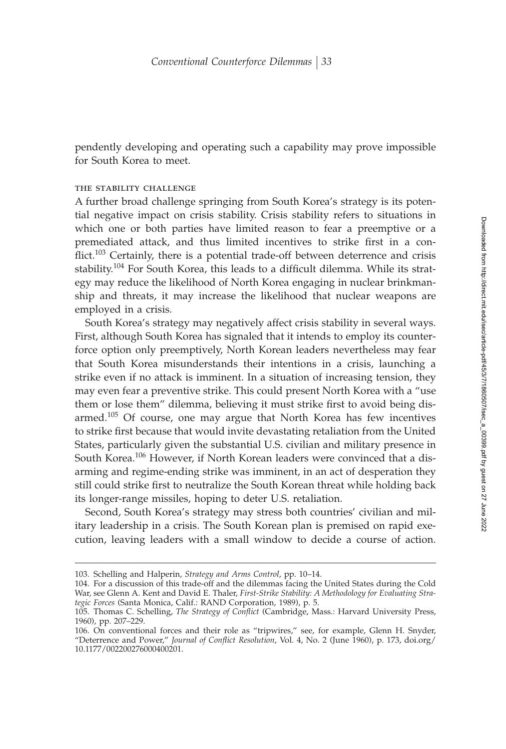pendently developing and operating such a capability may prove impossible for South Korea to meet.

### THE STABILITY CHALLENGE

A further broad challenge springing from South Korea's strategy is its potential negative impact on crisis stability. Crisis stability refers to situations in which one or both parties have limited reason to fear a preemptive or a premediated attack, and thus limited incentives to strike first in a conflict.[103] Certainly, there is a potential trade-off between deterrence and crisis stability.[104] For South Korea, this leads to a difficult dilemma. While its strategy may reduce the likelihood of North Korea engaging in nuclear brinkmanship and threats, it may increase the likelihood that nuclear weapons are employed in a crisis.

South Korea's strategy may negatively affect crisis stability in several ways. First, although South Korea has signaled that it intends to employ its counterforce option only preemptively, North Korean leaders nevertheless may fear that South Korea misunderstands their intentions in a crisis, launching a strike even if no attack is imminent. In a situation of increasing tension, they may even fear a preventive strike. This could present North Korea with a "use them or lose them" dilemma, believing it must strike first to avoid being disarmed.[105] Of course, one may argue that North Korea has few incentives to strike first because that would invite devastating retaliation from the United States, particularly given the substantial U.S. civilian and military presence in South Korea.[106] However, if North Korean leaders were convinced that a disarming and regime-ending strike was imminent, in an act of desperation they still could strike first to neutralize the South Korean threat while holding back its longer-range missiles, hoping to deter U.S. retaliation.

Second, South Korea's strategy may stress both countries' civilian and military leadership in a crisis. The South Korean plan is premised on rapid execution, leaving leaders with a small window to decide a course of action.

---

103. Schelling and Halperin, *Strategy and Arms Control*, pp. 10–14.

104. For a discussion of this trade-off and the dilemmas facing the United States during the Cold War, see Glenn A. Kent and David E. Thaler, *First-Strike Stability: A Methodology for Evaluating Strategic Forces* (Santa Monica, Calif.: RAND Corporation, 1989), p. 5.

105. Thomas C. Schelling, *The Strategy of Conflict* (Cambridge, Mass.: Harvard University Press, 1960), pp. 207–229.

106. On conventional forces and their role as "tripwires," see, for example, Glenn H. Snyder, "Deterrence and Power," *Journal of Conflict Resolution*, Vol. 4, No. 2 (June 1960), p. 173, doi.org/10.1177/002200276000400201.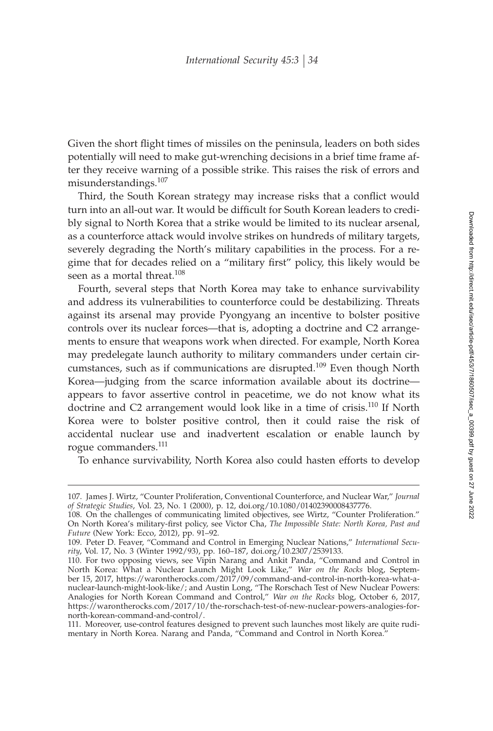Given the short flight times of missiles on the peninsula, leaders on both sides potentially will need to make gut-wrenching decisions in a brief time frame after they receive warning of a possible strike. This raises the risk of errors and misunderstandings.[107]

Third, the South Korean strategy may increase risks that a conflict would turn into an all-out war. It would be difficult for South Korean leaders to credibly signal to North Korea that a strike would be limited to its nuclear arsenal, as a counterforce attack would involve strikes on hundreds of military targets, severely degrading the North's military capabilities in the process. For a regime that for decades relied on a "military first" policy, this likely would be seen as a mortal threat.[108]

Fourth, several steps that North Korea may take to enhance survivability and address its vulnerabilities to counterforce could be destabilizing. Threats against its arsenal may provide Pyongyang an incentive to bolster positive controls over its nuclear forces—that is, adopting a doctrine and C2 arrangements to ensure that weapons work when directed. For example, North Korea may predelegate launch authority to military commanders under certain circumstances, such as if communications are disrupted.[109] Even though North Korea—judging from the scarce information available about its doctrine—appears to favor assertive control in peacetime, we do not know what its doctrine and C2 arrangement would look like in a time of crisis.[110] If North Korea were to bolster positive control, then it could raise the risk of accidental nuclear use and inadvertent escalation or enable launch by rogue commanders.[111]

To enhance survivability, North Korea also could hasten efforts to develop

107. James J. Wirtz, "Counter Proliferation, Conventional Counterforce, and Nuclear War," *Journal of Strategic Studies*, Vol. 23, No. 1 (2000), p. 12, doi.org/10.1080/01402390008437776.

108. On the challenges of communicating limited objectives, see Wirtz, "Counter Proliferation." On North Korea's military-first policy, see Victor Cha, *The Impossible State: North Korea, Past and Future* (New York: Ecco, 2012), pp. 91–92.

109. Peter D. Feaver, "Command and Control in Emerging Nuclear Nations," *International Security*, Vol. 17, No. 3 (Winter 1992/93), pp. 160–187, doi.org/10.2307/2539133.

110. For two opposing views, see Vipin Narang and Ankit Panda, "Command and Control in North Korea: What a Nuclear Launch Might Look Like," *War on the Rocks* blog, September 15, 2017, https://warontherocks.com/2017/09/command-and-control-in-north-korea-what-a-nuclear-launch-might-look-like/; and Austin Long, "The Rorschach Test of New Nuclear Powers: Analogies for North Korean Command and Control," *War on the Rocks* blog, October 6, 2017, https://warontherocks.com/2017/10/the-rorschach-test-of-new-nuclear-powers-analogies-for-north-korean-command-and-control/.

111. Moreover, use-control features designed to prevent such launches most likely are quite rudimentary in North Korea. Narang and Panda, "Command and Control in North Korea."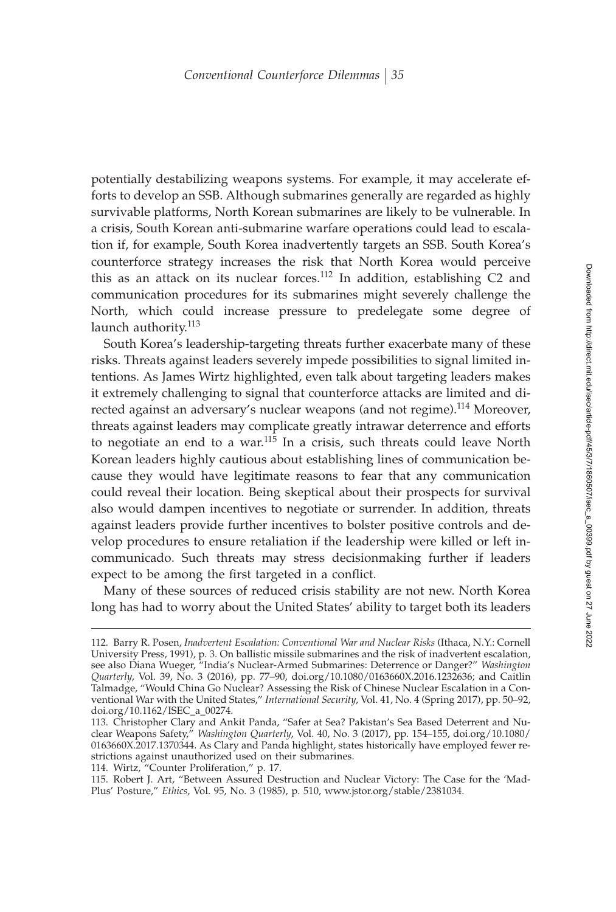potentially destabilizing weapons systems. For example, it may accelerate efforts to develop an SSB. Although submarines generally are regarded as highly survivable platforms, North Korean submarines are likely to be vulnerable. In a crisis, South Korean anti-submarine warfare operations could lead to escalation if, for example, South Korea inadvertently targets an SSB. South Korea's counterforce strategy increases the risk that North Korea would perceive this as an attack on its nuclear forces.[112] In addition, establishing C2 and communication procedures for its submarines might severely challenge the North, which could increase pressure to predelegate some degree of launch authority.[113]

South Korea's leadership-targeting threats further exacerbate many of these risks. Threats against leaders severely impede possibilities to signal limited intentions. As James Wirtz highlighted, even talk about targeting leaders makes it extremely challenging to signal that counterforce attacks are limited and directed against an adversary's nuclear weapons (and not regime).[114] Moreover, threats against leaders may complicate greatly intrawar deterrence and efforts to negotiate an end to a war.[115] In a crisis, such threats could leave North Korean leaders highly cautious about establishing lines of communication because they would have legitimate reasons to fear that any communication could reveal their location. Being skeptical about their prospects for survival also would dampen incentives to negotiate or surrender. In addition, threats against leaders provide further incentives to bolster positive controls and develop procedures to ensure retaliation if the leadership were killed or left incommunicado. Such threats may stress decisionmaking further if leaders expect to be among the first targeted in a conflict.

Many of these sources of reduced crisis stability are not new. North Korea long has had to worry about the United States' ability to target both its leaders

---

112. Barry R. Posen, *Inadvertent Escalation: Conventional War and Nuclear Risks* (Ithaca, N.Y.: Cornell University Press, 1991), p. 3. On ballistic missile submarines and the risk of inadvertent escalation, see also Diana Wueger, "India's Nuclear-Armed Submarines: Deterrence or Danger?" *Washington Quarterly*, Vol. 39, No. 3 (2016), pp. 77–90, doi.org/10.1080/0163660X.2016.1232636; and Caitlin Talmadge, "Would China Go Nuclear? Assessing the Risk of Chinese Nuclear Escalation in a Conventional War with the United States," *International Security*, Vol. 41, No. 4 (Spring 2017), pp. 50–92, doi.org/10.1162/ISEC_a_00274.

113. Christopher Clary and Ankit Panda, "Safer at Sea? Pakistan's Sea Based Deterrent and Nuclear Weapons Safety," *Washington Quarterly*, Vol. 40, No. 3 (2017), pp. 154–155, doi.org/10.1080/0163660X.2017.1370344. As Clary and Panda highlight, states historically have employed fewer restrictions against unauthorized used on their submarines.

114. Wirtz, "Counter Proliferation," p. 17.

115. Robert J. Art, "Between Assured Destruction and Nuclear Victory: The Case for the 'Mad-Plus' Posture," *Ethics*, Vol. 95, No. 3 (1985), p. 510, www.jstor.org/stable/2381034.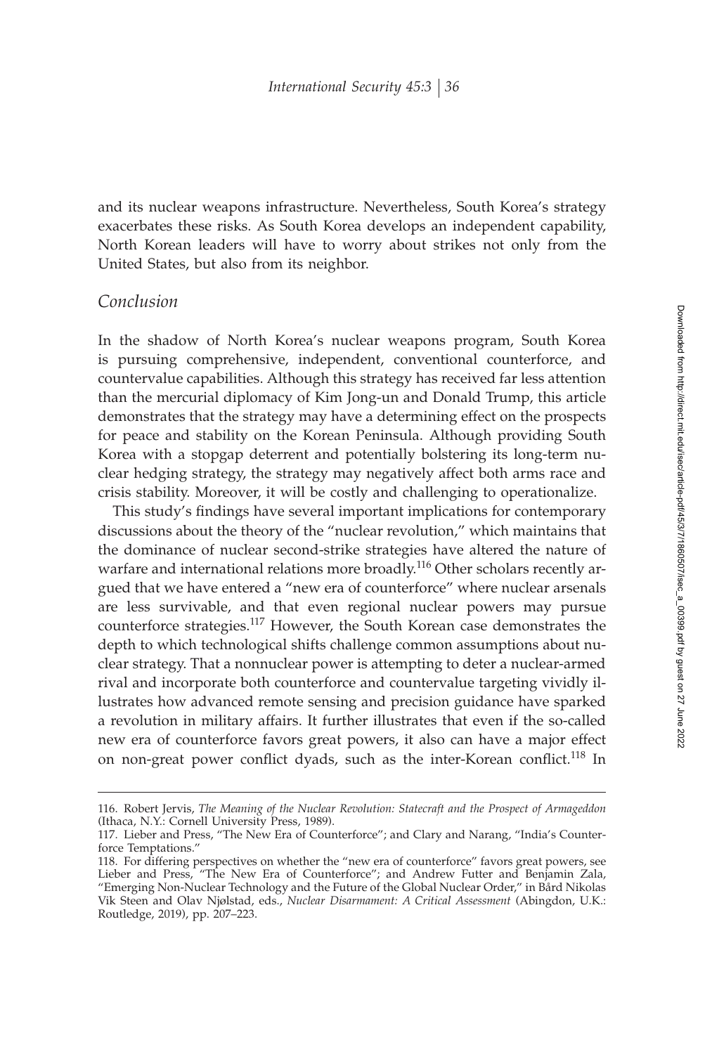and its nuclear weapons infrastructure. Nevertheless, South Korea's strategy exacerbates these risks. As South Korea develops an independent capability, North Korean leaders will have to worry about strikes not only from the United States, but also from its neighbor.

## *Conclusion*

In the shadow of North Korea's nuclear weapons program, South Korea is pursuing comprehensive, independent, conventional counterforce, and countervalue capabilities. Although this strategy has received far less attention than the mercurial diplomacy of Kim Jong-un and Donald Trump, this article demonstrates that the strategy may have a determining effect on the prospects for peace and stability on the Korean Peninsula. Although providing South Korea with a stopgap deterrent and potentially bolstering its long-term nuclear hedging strategy, the strategy may negatively affect both arms race and crisis stability. Moreover, it will be costly and challenging to operationalize.

This study's findings have several important implications for contemporary discussions about the theory of the "nuclear revolution," which maintains that the dominance of nuclear second-strike strategies have altered the nature of warfare and international relations more broadly.[116] Other scholars recently argued that we have entered a "new era of counterforce" where nuclear arsenals are less survivable, and that even regional nuclear powers may pursue counterforce strategies.[117] However, the South Korean case demonstrates the depth to which technological shifts challenge common assumptions about nuclear strategy. That a nonnuclear power is attempting to deter a nuclear-armed rival and incorporate both counterforce and countervalue targeting vividly illustrates how advanced remote sensing and precision guidance have sparked a revolution in military affairs. It further illustrates that even if the so-called new era of counterforce favors great powers, it also can have a major effect on non-great power conflict dyads, such as the inter-Korean conflict.[118] In

116. Robert Jervis, *The Meaning of the Nuclear Revolution: Statecraft and the Prospect of Armageddon* (Ithaca, N.Y.: Cornell University Press, 1989).

117. Lieber and Press, "The New Era of Counterforce"; and Clary and Narang, "India's Counterforce Temptations."

118. For differing perspectives on whether the "new era of counterforce" favors great powers, see Lieber and Press, "The New Era of Counterforce"; and Andrew Futter and Benjamin Zala, "Emerging Non-Nuclear Technology and the Future of the Global Nuclear Order," in Bård Nikolas Vik Steen and Olav Njølstad, eds., *Nuclear Disarmament: A Critical Assessment* (Abingdon, U.K.: Routledge, 2019), pp. 207–223.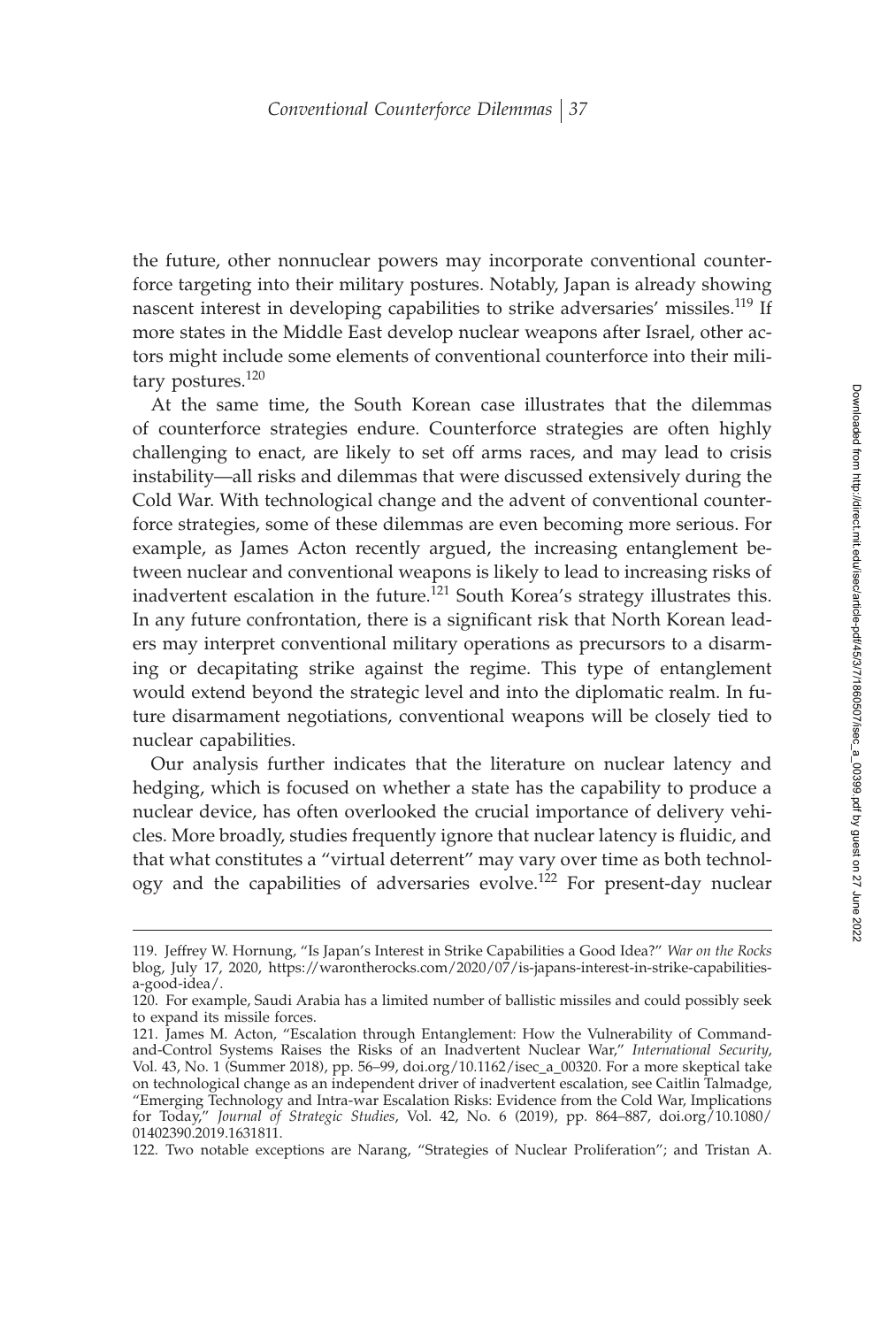the future, other nonnuclear powers may incorporate conventional counterforce targeting into their military postures. Notably, Japan is already showing nascent interest in developing capabilities to strike adversaries' missiles.[119] If more states in the Middle East develop nuclear weapons after Israel, other actors might include some elements of conventional counterforce into their military postures.[120]

At the same time, the South Korean case illustrates that the dilemmas of counterforce strategies endure. Counterforce strategies are often highly challenging to enact, are likely to set off arms races, and may lead to crisis instability—all risks and dilemmas that were discussed extensively during the Cold War. With technological change and the advent of conventional counterforce strategies, some of these dilemmas are even becoming more serious. For example, as James Acton recently argued, the increasing entanglement between nuclear and conventional weapons is likely to lead to increasing risks of inadvertent escalation in the future.[121] South Korea's strategy illustrates this. In any future confrontation, there is a significant risk that North Korean leaders may interpret conventional military operations as precursors to a disarming or decapitating strike against the regime. This type of entanglement would extend beyond the strategic level and into the diplomatic realm. In future disarmament negotiations, conventional weapons will be closely tied to nuclear capabilities.

Our analysis further indicates that the literature on nuclear latency and hedging, which is focused on whether a state has the capability to produce a nuclear device, has often overlooked the crucial importance of delivery vehicles. More broadly, studies frequently ignore that nuclear latency is fluidic, and that what constitutes a "virtual deterrent" may vary over time as both technology and the capabilities of adversaries evolve.[122] For present-day nuclear

---

119. Jeffrey W. Hornung, "Is Japan's Interest in Strike Capabilities a Good Idea?" *War on the Rocks* blog, July 17, 2020, https://warontherocks.com/2020/07/is-japans-interest-in-strike-capabilities-a-good-idea/.

120. For example, Saudi Arabia has a limited number of ballistic missiles and could possibly seek to expand its missile forces.

121. James M. Acton, "Escalation through Entanglement: How the Vulnerability of Command-and-Control Systems Raises the Risks of an Inadvertent Nuclear War," *International Security*, Vol. 43, No. 1 (Summer 2018), pp. 56–99, doi.org/10.1162/isec_a_00320. For a more skeptical take on technological change as an independent driver of inadvertent escalation, see Caitlin Talmadge, "Emerging Technology and Intra-war Escalation Risks: Evidence from the Cold War, Implications for Today," *Journal of Strategic Studies*, Vol. 42, No. 6 (2019), pp. 864–887, doi.org/10.1080/01402390.2019.1631811.

122. Two notable exceptions are Narang, "Strategies of Nuclear Proliferation"; and Tristan A.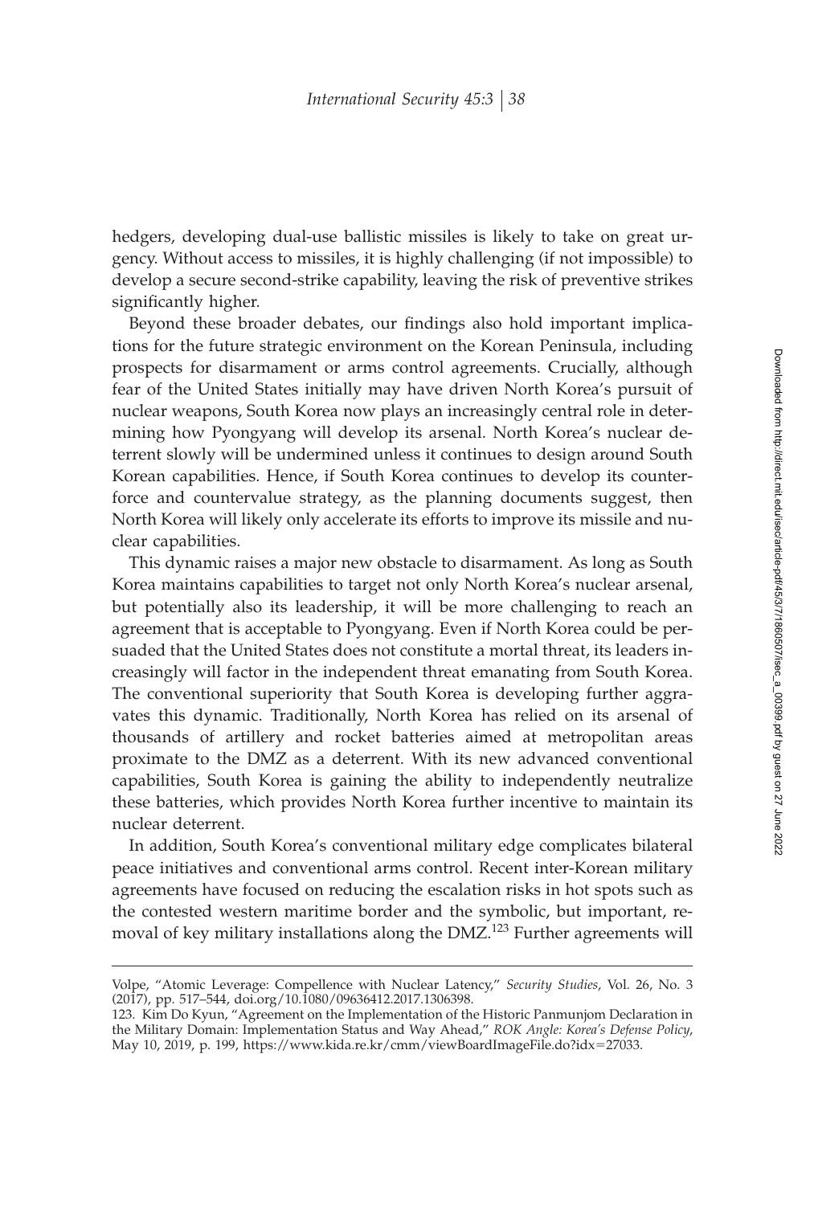hedgers, developing dual-use ballistic missiles is likely to take on great urgency. Without access to missiles, it is highly challenging (if not impossible) to develop a secure second-strike capability, leaving the risk of preventive strikes significantly higher.

Beyond these broader debates, our findings also hold important implications for the future strategic environment on the Korean Peninsula, including prospects for disarmament or arms control agreements. Crucially, although fear of the United States initially may have driven North Korea's pursuit of nuclear weapons, South Korea now plays an increasingly central role in determining how Pyongyang will develop its arsenal. North Korea's nuclear deterrent slowly will be undermined unless it continues to design around South Korean capabilities. Hence, if South Korea continues to develop its counterforce and countervalue strategy, as the planning documents suggest, then North Korea will likely only accelerate its efforts to improve its missile and nuclear capabilities.

This dynamic raises a major new obstacle to disarmament. As long as South Korea maintains capabilities to target not only North Korea's nuclear arsenal, but potentially also its leadership, it will be more challenging to reach an agreement that is acceptable to Pyongyang. Even if North Korea could be persuaded that the United States does not constitute a mortal threat, its leaders increasingly will factor in the independent threat emanating from South Korea. The conventional superiority that South Korea is developing further aggravates this dynamic. Traditionally, North Korea has relied on its arsenal of thousands of artillery and rocket batteries aimed at metropolitan areas proximate to the DMZ as a deterrent. With its new advanced conventional capabilities, South Korea is gaining the ability to independently neutralize these batteries, which provides North Korea further incentive to maintain its nuclear deterrent.

In addition, South Korea's conventional military edge complicates bilateral peace initiatives and conventional arms control. Recent inter-Korean military agreements have focused on reducing the escalation risks in hot spots such as the contested western maritime border and the symbolic, but important, removal of key military installations along the DMZ.[123] Further agreements will

Volpe, "Atomic Leverage: Compellence with Nuclear Latency," *Security Studies*, Vol. 26, No. 3 (2017), pp. 517–544, doi.org/10.1080/09636412.2017.1306398.

123. Kim Do Kyun, "Agreement on the Implementation of the Historic Panmunjom Declaration in the Military Domain: Implementation Status and Way Ahead," *ROK Angle: Korea's Defense Policy*, May 10, 2019, p. 199, https://www.kida.re.kr/cmm/viewBoardImageFile.do?idx=27033.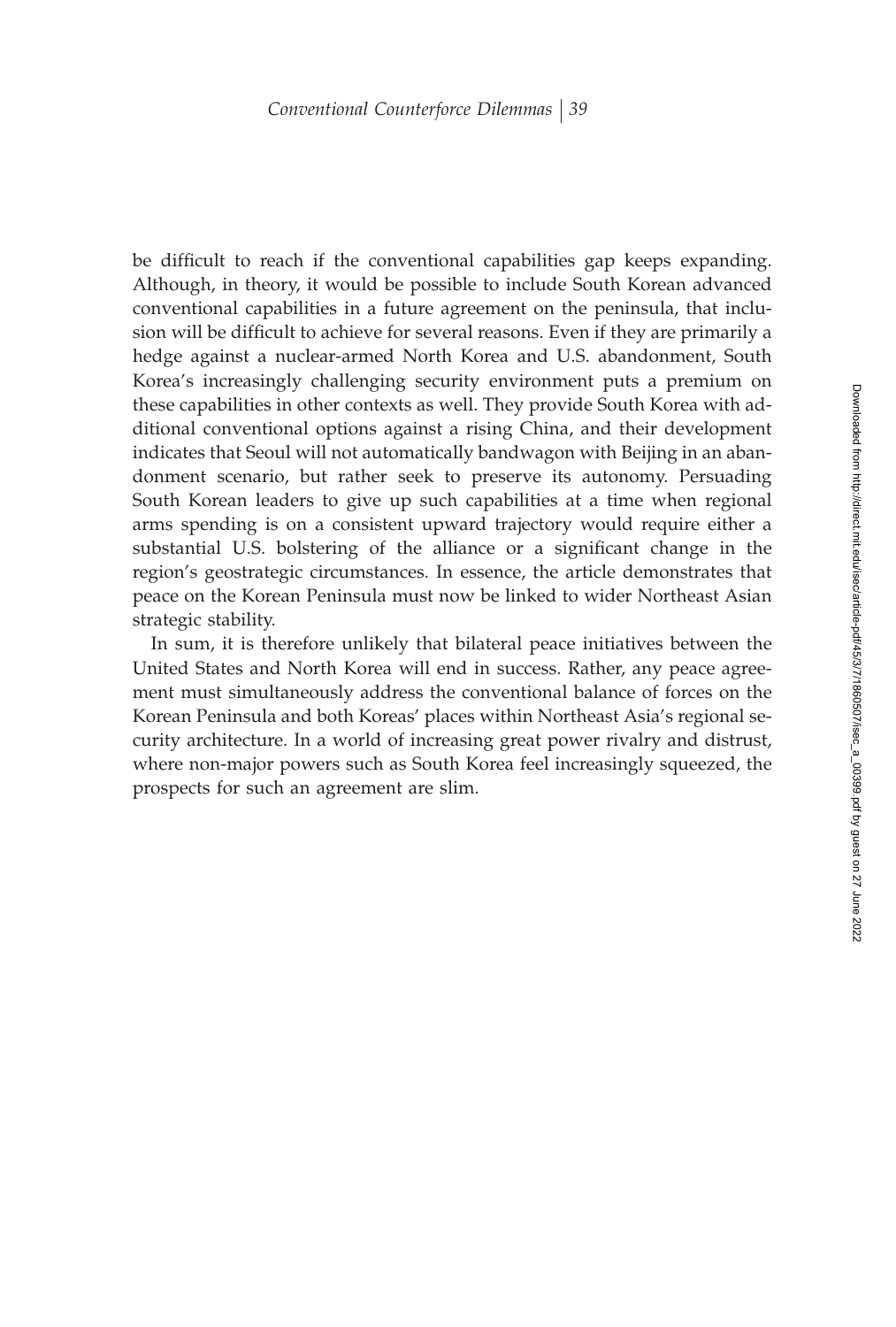be difficult to reach if the conventional capabilities gap keeps expanding. Although, in theory, it would be possible to include South Korean advanced conventional capabilities in a future agreement on the peninsula, that inclusion will be difficult to achieve for several reasons. Even if they are primarily a hedge against a nuclear-armed North Korea and U.S. abandonment, South Korea's increasingly challenging security environment puts a premium on these capabilities in other contexts as well. They provide South Korea with additional conventional options against a rising China, and their development indicates that Seoul will not automatically bandwagon with Beijing in an abandonment scenario, but rather seek to preserve its autonomy. Persuading South Korean leaders to give up such capabilities at a time when regional arms spending is on a consistent upward trajectory would require either a substantial U.S. bolstering of the alliance or a significant change in the region's geostrategic circumstances. In essence, the article demonstrates that peace on the Korean Peninsula must now be linked to wider Northeast Asian strategic stability.

In sum, it is therefore unlikely that bilateral peace initiatives between the United States and North Korea will end in success. Rather, any peace agreement must simultaneously address the conventional balance of forces on the Korean Peninsula and both Koreas' places within Northeast Asia's regional security architecture. In a world of increasing great power rivalry and distrust, where non-major powers such as South Korea feel increasingly squeezed, the prospects for such an agreement are slim.